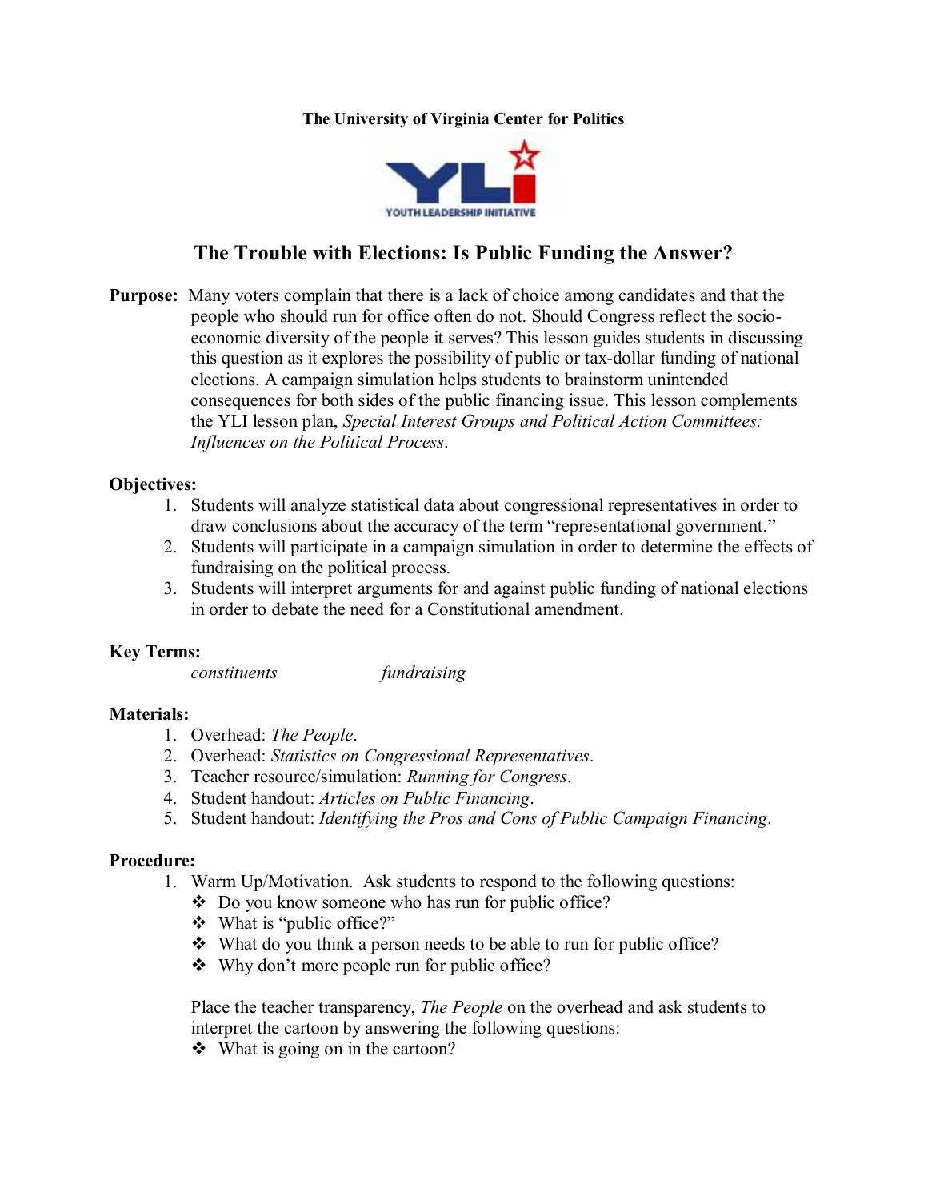**The University of Virginia Center for Politics**

YOUTH LEADERSHIP INITIATIVE

# The Trouble with Elections: Is Public Funding the Answer?

**Purpose:** Many voters complain that there is a lack of choice among candidates and that the people who should run for office often do not. Should Congress reflect the socio-economic diversity of the people it serves? This lesson guides students in discussing this question as it explores the possibility of public or tax-dollar funding of national elections. A campaign simulation helps students to brainstorm unintended consequences for both sides of the public financing issue. This lesson complements the YLI lesson plan, *Special Interest Groups and Political Action Committees: Influences on the Political Process*.

**Objectives:**

1. Students will analyze statistical data about congressional representatives in order to draw conclusions about the accuracy of the term "representational government."
2. Students will participate in a campaign simulation in order to determine the effects of fundraising on the political process.
3. Students will interpret arguments for and against public funding of national elections in order to debate the need for a Constitutional amendment.

**Key Terms:**

*constituents* *fundraising*

**Materials:**

1. Overhead: *The People*.
2. Overhead: *Statistics on Congressional Representatives*.
3. Teacher resource/simulation: *Running for Congress*.
4. Student handout: *Articles on Public Financing*.
5. Student handout: *Identifying the Pros and Cons of Public Campaign Financing*.

**Procedure:**

1. Warm Up/Motivation. Ask students to respond to the following questions:
   - ❖ Do you know someone who has run for public office?
   - ❖ What is "public office?"
   - ❖ What do you think a person needs to be able to run for public office?
   - ❖ Why don't more people run for public office?

   Place the teacher transparency, *The People* on the overhead and ask students to interpret the cartoon by answering the following questions:
   - ❖ What is going on in the cartoon?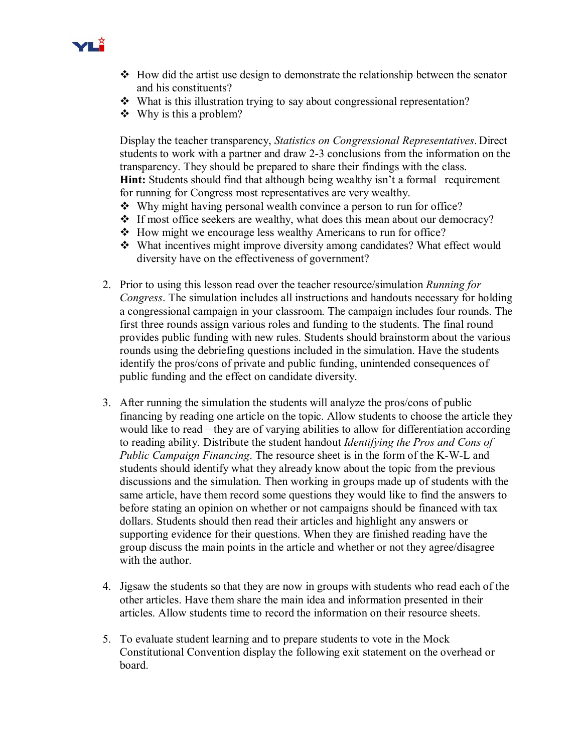- How did the artist use design to demonstrate the relationship between the senator and his constituents?
- What is this illustration trying to say about congressional representation?
- Why is this a problem?

Display the teacher transparency, *Statistics on Congressional Representatives*. Direct students to work with a partner and draw 2-3 conclusions from the information on the transparency. They should be prepared to share their findings with the class.
**Hint:** Students should find that although being wealthy isn't a formal requirement for running for Congress most representatives are very wealthy.

- Why might having personal wealth convince a person to run for office?
- If most office seekers are wealthy, what does this mean about our democracy?
- How might we encourage less wealthy Americans to run for office?
- What incentives might improve diversity among candidates? What effect would diversity have on the effectiveness of government?

2. Prior to using this lesson read over the teacher resource/simulation *Running for Congress*. The simulation includes all instructions and handouts necessary for holding a congressional campaign in your classroom. The campaign includes four rounds. The first three rounds assign various roles and funding to the students. The final round provides public funding with new rules. Students should brainstorm about the various rounds using the debriefing questions included in the simulation. Have the students identify the pros/cons of private and public funding, unintended consequences of public funding and the effect on candidate diversity.

3. After running the simulation the students will analyze the pros/cons of public financing by reading one article on the topic. Allow students to choose the article they would like to read – they are of varying abilities to allow for differentiation according to reading ability. Distribute the student handout *Identifying the Pros and Cons of Public Campaign Financing*. The resource sheet is in the form of the K-W-L and students should identify what they already know about the topic from the previous discussions and the simulation. Then working in groups made up of students with the same article, have them record some questions they would like to find the answers to before stating an opinion on whether or not campaigns should be financed with tax dollars. Students should then read their articles and highlight any answers or supporting evidence for their questions. When they are finished reading have the group discuss the main points in the article and whether or not they agree/disagree with the author.

4. Jigsaw the students so that they are now in groups with students who read each of the other articles. Have them share the main idea and information presented in their articles. Allow students time to record the information on their resource sheets.

5. To evaluate student learning and to prepare students to vote in the Mock Constitutional Convention display the following exit statement on the overhead or board.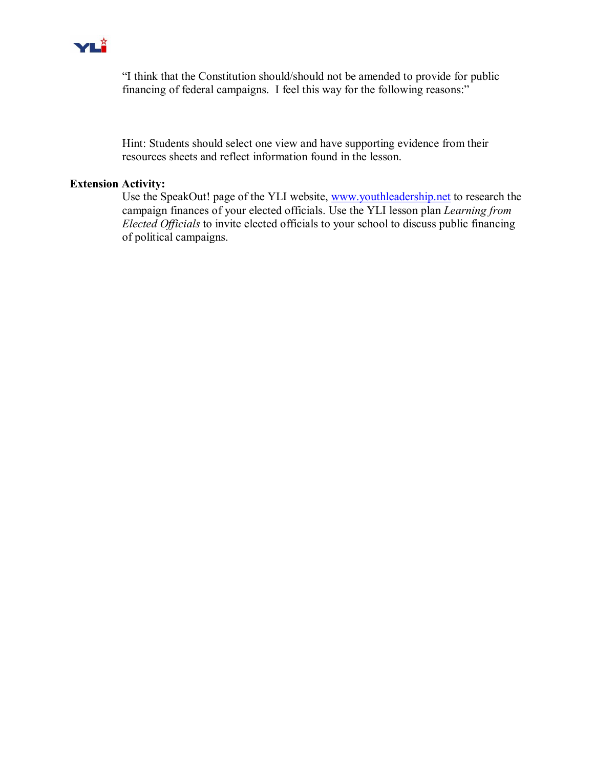"I think that the Constitution should/should not be amended to provide for public financing of federal campaigns. I feel this way for the following reasons:"

Hint: Students should select one view and have supporting evidence from their resources sheets and reflect information found in the lesson.

**Extension Activity:**

Use the SpeakOut! page of the YLI website, [www.youthleadership.net](http://www.youthleadership.net) to research the campaign finances of your elected officials. Use the YLI lesson plan *Learning from Elected Officials* to invite elected officials to your school to discuss public financing of political campaigns.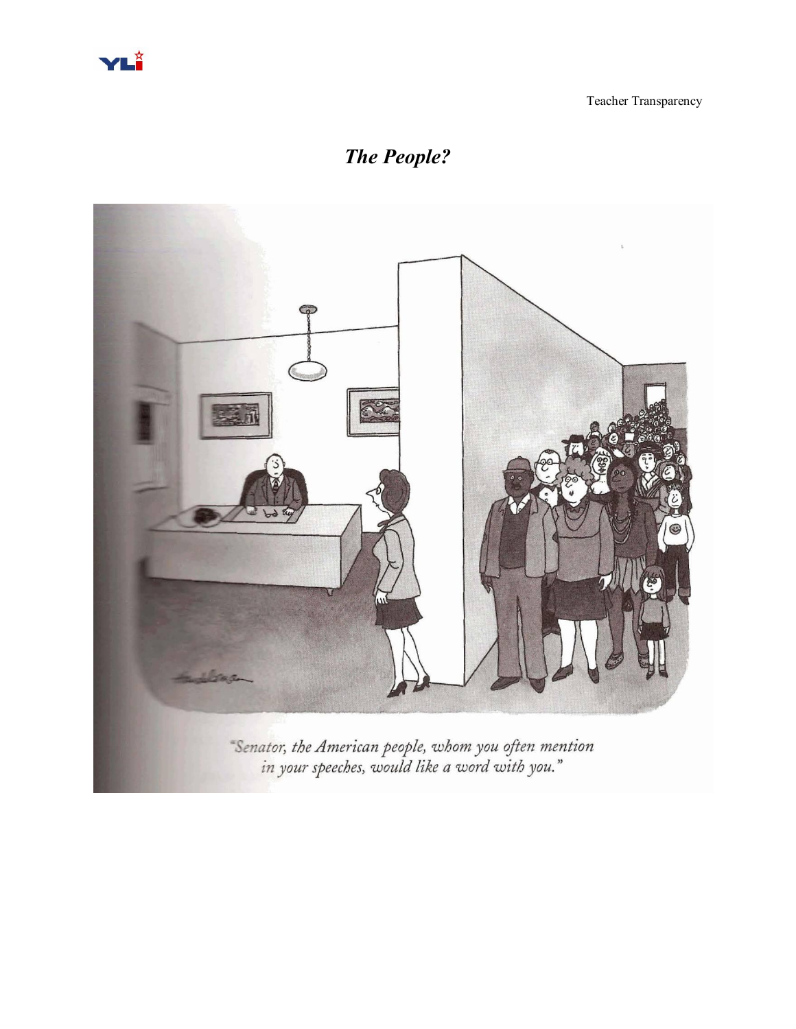Teacher Transparency

## *The People?*

"Senator, the American people, whom you often mention in your speeches, would like a word with you."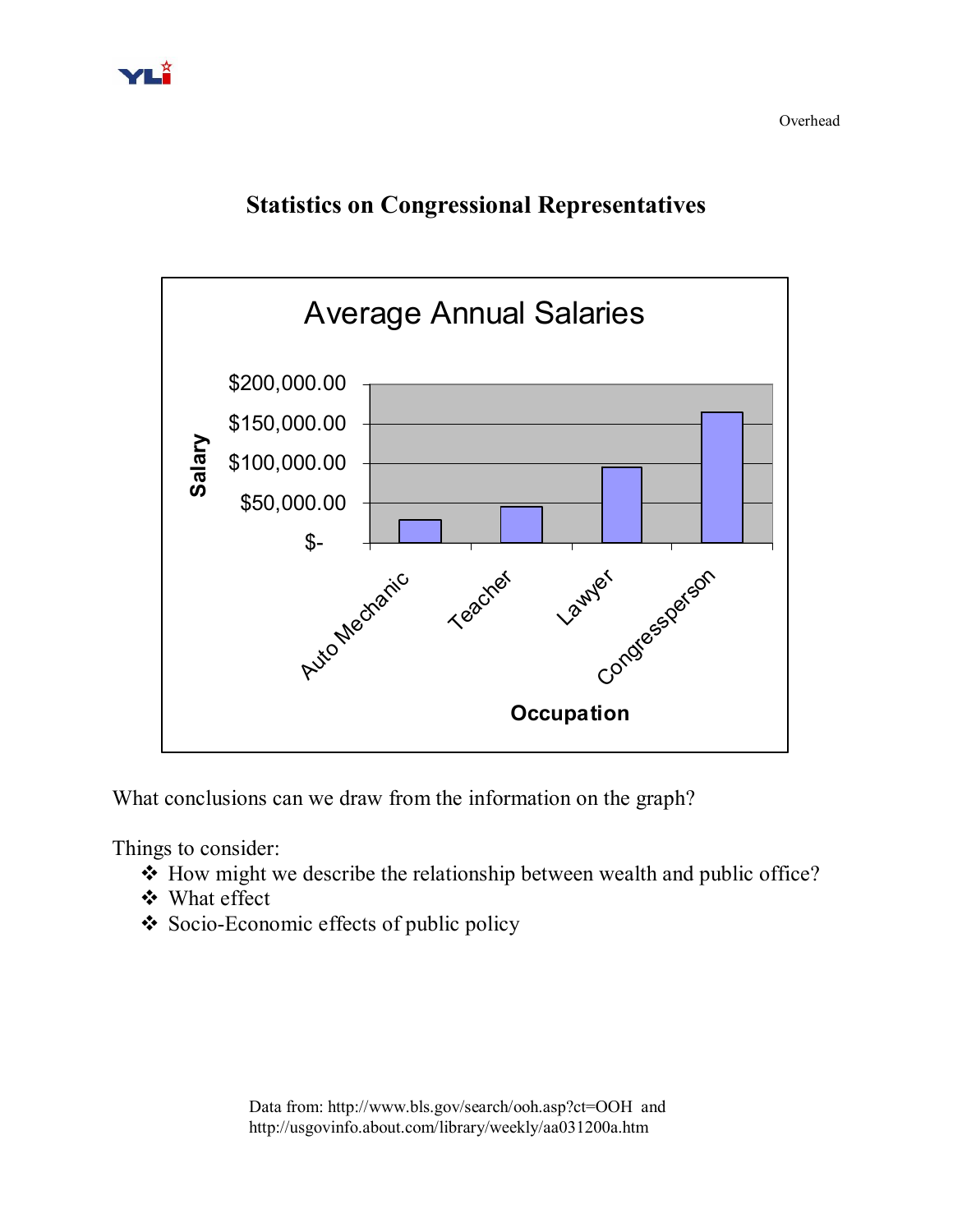Overhead

## Statistics on Congressional Representatives

**Average Annual Salaries**

| Occupation | Salary |
|---|---|
| Auto Mechanic | |
| Teacher | |
| Lawyer | |
| Congressperson | |

What conclusions can we draw from the information on the graph?

Things to consider:

- ❖ How might we describe the relationship between wealth and public office?
- ❖ What effect
- ❖ Socio-Economic effects of public policy

Data from: http://www.bls.gov/search/ooh.asp?ct=OOH and http://usgovinfo.about.com/library/weekly/aa031200a.htm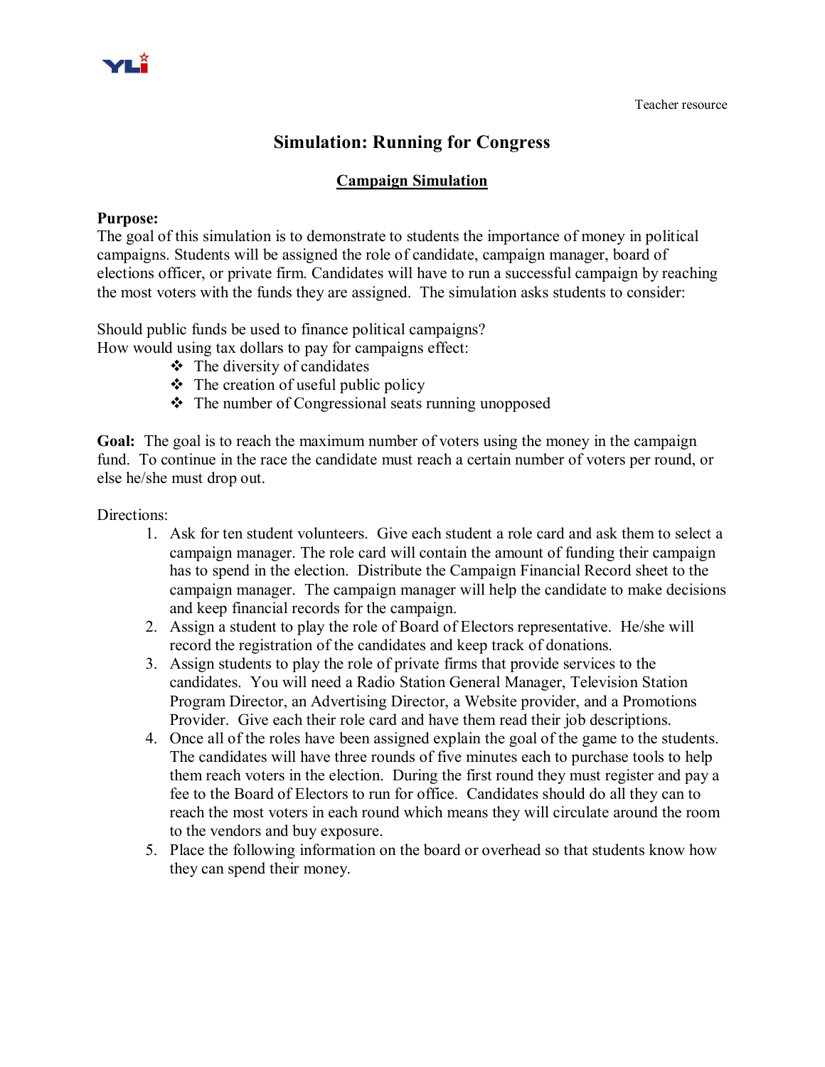Teacher resource

# Simulation: Running for Congress

## Campaign Simulation

**Purpose:**
The goal of this simulation is to demonstrate to students the importance of money in political campaigns. Students will be assigned the role of candidate, campaign manager, board of elections officer, or private firm. Candidates will have to run a successful campaign by reaching the most voters with the funds they are assigned. The simulation asks students to consider:

Should public funds be used to finance political campaigns?
How would using tax dollars to pay for campaigns effect:

- The diversity of candidates
- The creation of useful public policy
- The number of Congressional seats running unopposed

**Goal:** The goal is to reach the maximum number of voters using the money in the campaign fund. To continue in the race the candidate must reach a certain number of voters per round, or else he/she must drop out.

Directions:

1. Ask for ten student volunteers. Give each student a role card and ask them to select a campaign manager. The role card will contain the amount of funding their campaign has to spend in the election. Distribute the Campaign Financial Record sheet to the campaign manager. The campaign manager will help the candidate to make decisions and keep financial records for the campaign.
2. Assign a student to play the role of Board of Electors representative. He/she will record the registration of the candidates and keep track of donations.
3. Assign students to play the role of private firms that provide services to the candidates. You will need a Radio Station General Manager, Television Station Program Director, an Advertising Director, a Website provider, and a Promotions Provider. Give each their role card and have them read their job descriptions.
4. Once all of the roles have been assigned explain the goal of the game to the students. The candidates will have three rounds of five minutes each to purchase tools to help them reach voters in the election. During the first round they must register and pay a fee to the Board of Electors to run for office. Candidates should do all they can to reach the most voters in each round which means they will circulate around the room to the vendors and buy exposure.
5. Place the following information on the board or overhead so that students know how they can spend their money.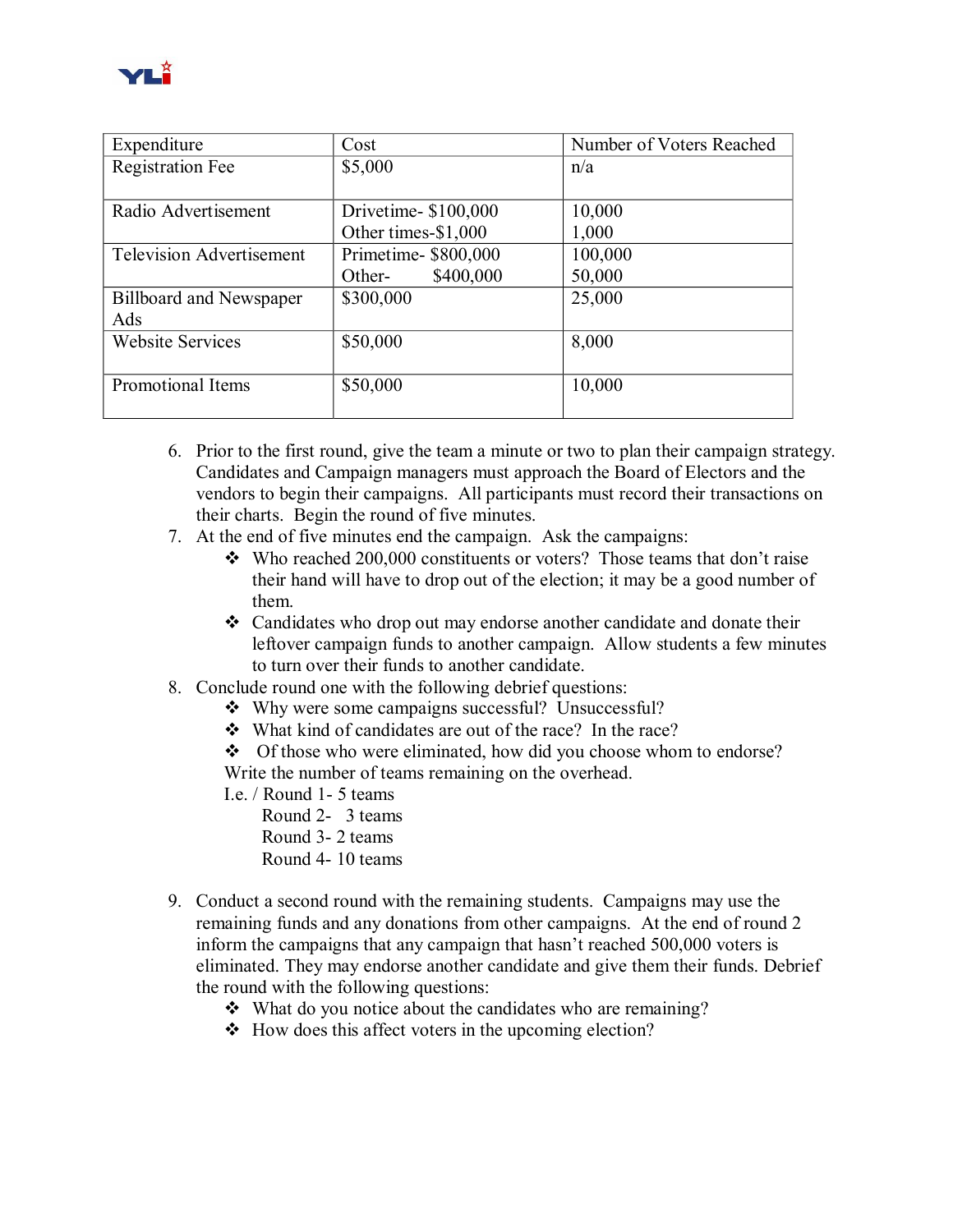| Expenditure | Cost | Number of Voters Reached |
|---|---|---|
| Registration Fee | $5,000 | n/a |
| Radio Advertisement | Drivetime- $100,000<br>Other times-$1,000 | 10,000<br>1,000 |
| Television Advertisement | Primetime- $800,000<br>Other- $400,000 | 100,000<br>50,000 |
| Billboard and Newspaper Ads | $300,000 | 25,000 |
| Website Services | $50,000 | 8,000 |
| Promotional Items | $50,000 | 10,000 |

6. Prior to the first round, give the team a minute or two to plan their campaign strategy. Candidates and Campaign managers must approach the Board of Electors and the vendors to begin their campaigns. All participants must record their transactions on their charts. Begin the round of five minutes.
7. At the end of five minutes end the campaign. Ask the campaigns:
   - ❖ Who reached 200,000 constituents or voters? Those teams that don't raise their hand will have to drop out of the election; it may be a good number of them.
   - ❖ Candidates who drop out may endorse another candidate and donate their leftover campaign funds to another campaign. Allow students a few minutes to turn over their funds to another candidate.
8. Conclude round one with the following debrief questions:
   - ❖ Why were some campaigns successful? Unsuccessful?
   - ❖ What kind of candidates are out of the race? In the race?
   - ❖ Of those who were eliminated, how did you choose whom to endorse?

   Write the number of teams remaining on the overhead.

   I.e. / Round 1- 5 teams
   
   Round 2- 3 teams
   
   Round 3- 2 teams
   
   Round 4- 10 teams

9. Conduct a second round with the remaining students. Campaigns may use the remaining funds and any donations from other campaigns. At the end of round 2 inform the campaigns that any campaign that hasn't reached 500,000 voters is eliminated. They may endorse another candidate and give them their funds. Debrief the round with the following questions:
   - ❖ What do you notice about the candidates who are remaining?
   - ❖ How does this affect voters in the upcoming election?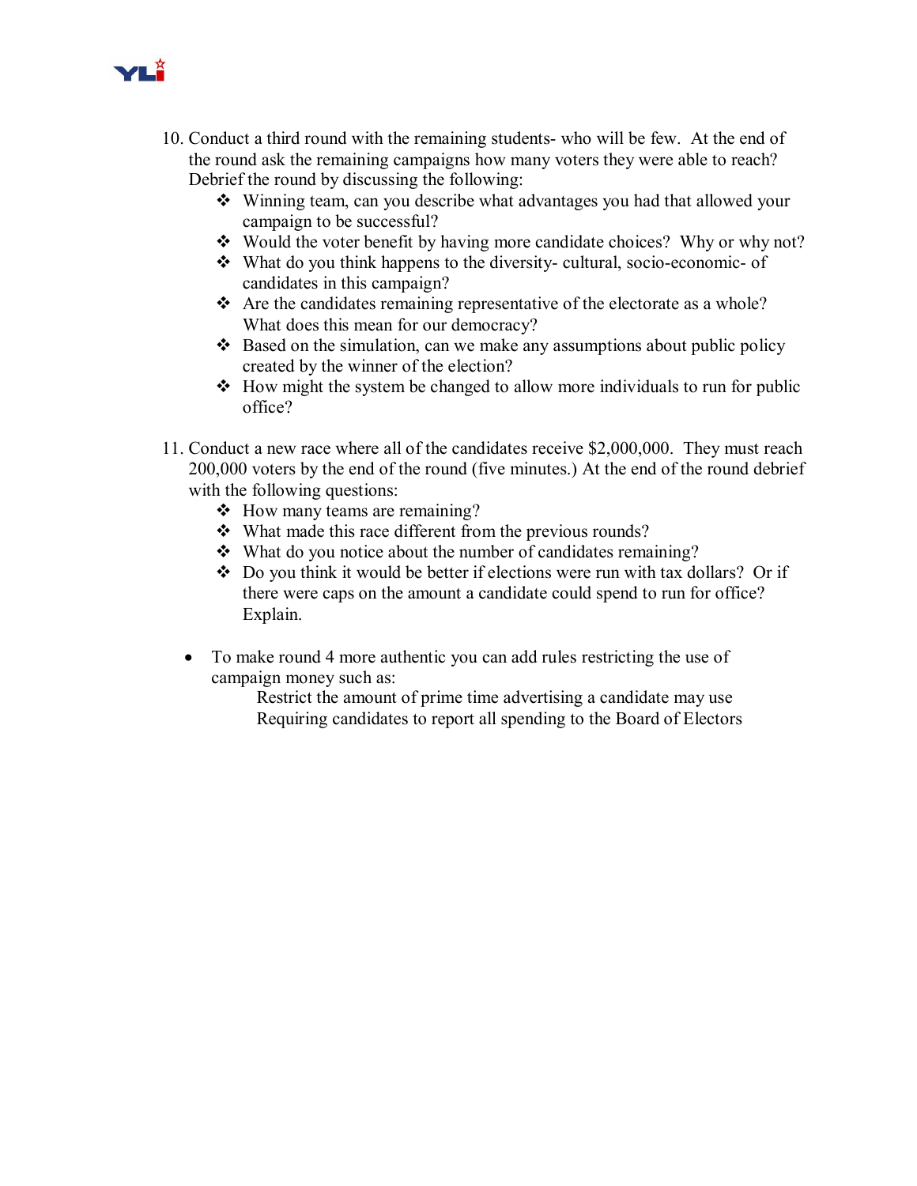10. Conduct a third round with the remaining students- who will be few. At the end of the round ask the remaining campaigns how many voters they were able to reach? Debrief the round by discussing the following:
    - ❖ Winning team, can you describe what advantages you had that allowed your campaign to be successful?
    - ❖ Would the voter benefit by having more candidate choices? Why or why not?
    - ❖ What do you think happens to the diversity- cultural, socio-economic- of candidates in this campaign?
    - ❖ Are the candidates remaining representative of the electorate as a whole? What does this mean for our democracy?
    - ❖ Based on the simulation, can we make any assumptions about public policy created by the winner of the election?
    - ❖ How might the system be changed to allow more individuals to run for public office?

11. Conduct a new race where all of the candidates receive $2,000,000. They must reach 200,000 voters by the end of the round (five minutes.) At the end of the round debrief with the following questions:
    - ❖ How many teams are remaining?
    - ❖ What made this race different from the previous rounds?
    - ❖ What do you notice about the number of candidates remaining?
    - ❖ Do you think it would be better if elections were run with tax dollars? Or if there were caps on the amount a candidate could spend to run for office? Explain.

- To make round 4 more authentic you can add rules restricting the use of campaign money such as:

  Restrict the amount of prime time advertising a candidate may use
  Requiring candidates to report all spending to the Board of Electors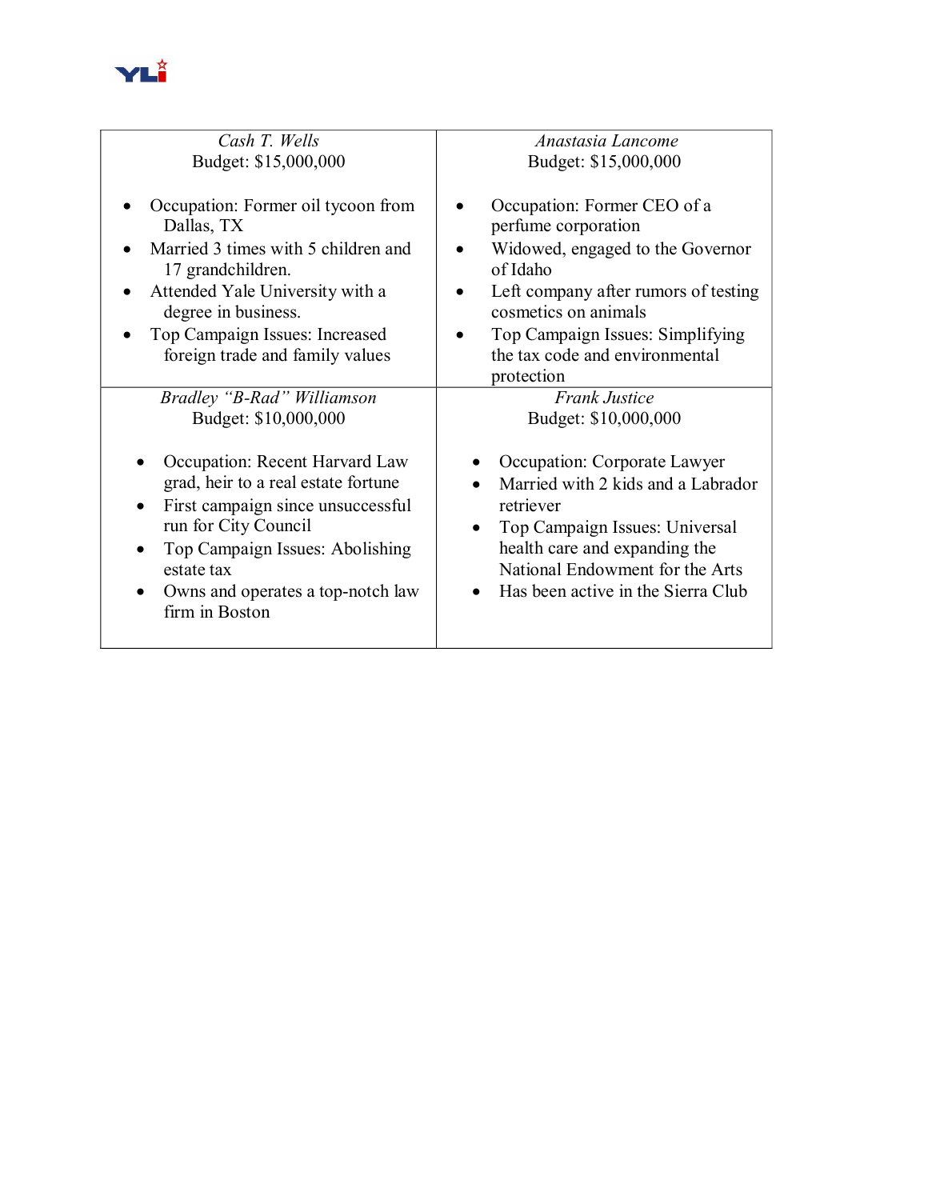| *Cash T. Wells*<br>Budget: $15,000,000<br><br>• Occupation: Former oil tycoon from Dallas, TX<br>• Married 3 times with 5 children and 17 grandchildren.<br>• Attended Yale University with a degree in business.<br>• Top Campaign Issues: Increased foreign trade and family values | *Anastasia Lancome*<br>Budget: $15,000,000<br><br>• Occupation: Former CEO of a perfume corporation<br>• Widowed, engaged to the Governor of Idaho<br>• Left company after rumors of testing cosmetics on animals<br>• Top Campaign Issues: Simplifying the tax code and environmental protection |
|---|---|
| *Bradley "B-Rad" Williamson*<br>Budget: $10,000,000<br><br>• Occupation: Recent Harvard Law grad, heir to a real estate fortune<br>• First campaign since unsuccessful run for City Council<br>• Top Campaign Issues: Abolishing estate tax<br>• Owns and operates a top-notch law firm in Boston | *Frank Justice*<br>Budget: $10,000,000<br><br>• Occupation: Corporate Lawyer<br>• Married with 2 kids and a Labrador retriever<br>• Top Campaign Issues: Universal health care and expanding the National Endowment for the Arts<br>• Has been active in the Sierra Club |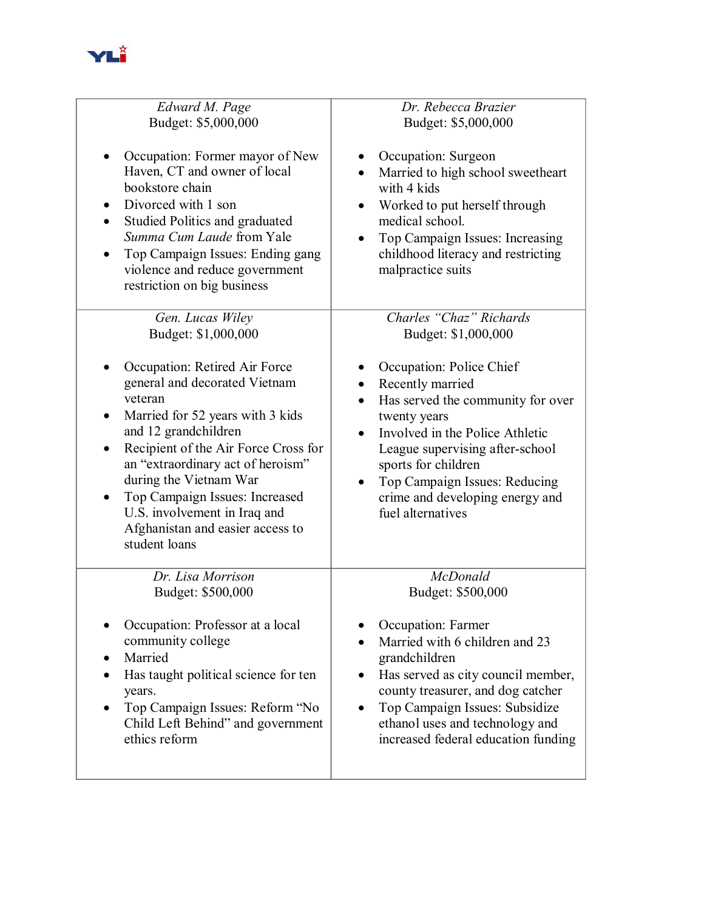| *Edward M. Page*<br>Budget: $5,000,000<br><br>• Occupation: Former mayor of New Haven, CT and owner of local bookstore chain<br>• Divorced with 1 son<br>• Studied Politics and graduated *Summa Cum Laude* from Yale<br>• Top Campaign Issues: Ending gang violence and reduce government restriction on big business | *Dr. Rebecca Brazier*<br>Budget: $5,000,000<br><br>• Occupation: Surgeon<br>• Married to high school sweetheart with 4 kids<br>• Worked to put herself through medical school.<br>• Top Campaign Issues: Increasing childhood literacy and restricting malpractice suits |
|---|---|
| *Gen. Lucas Wiley*<br>Budget: $1,000,000<br><br>• Occupation: Retired Air Force general and decorated Vietnam veteran<br>• Married for 52 years with 3 kids and 12 grandchildren<br>• Recipient of the Air Force Cross for an "extraordinary act of heroism" during the Vietnam War<br>• Top Campaign Issues: Increased U.S. involvement in Iraq and Afghanistan and easier access to student loans | *Charles "Chaz" Richards*<br>Budget: $1,000,000<br><br>• Occupation: Police Chief<br>• Recently married<br>• Has served the community for over twenty years<br>• Involved in the Police Athletic League supervising after-school sports for children<br>• Top Campaign Issues: Reducing crime and developing energy and fuel alternatives |
| *Dr. Lisa Morrison*<br>Budget: $500,000<br><br>• Occupation: Professor at a local community college<br>• Married<br>• Has taught political science for ten years.<br>• Top Campaign Issues: Reform "No Child Left Behind" and government ethics reform | *McDonald*<br>Budget: $500,000<br><br>• Occupation: Farmer<br>• Married with 6 children and 23 grandchildren<br>• Has served as city council member, county treasurer, and dog catcher<br>• Top Campaign Issues: Subsidize ethanol uses and technology and increased federal education funding |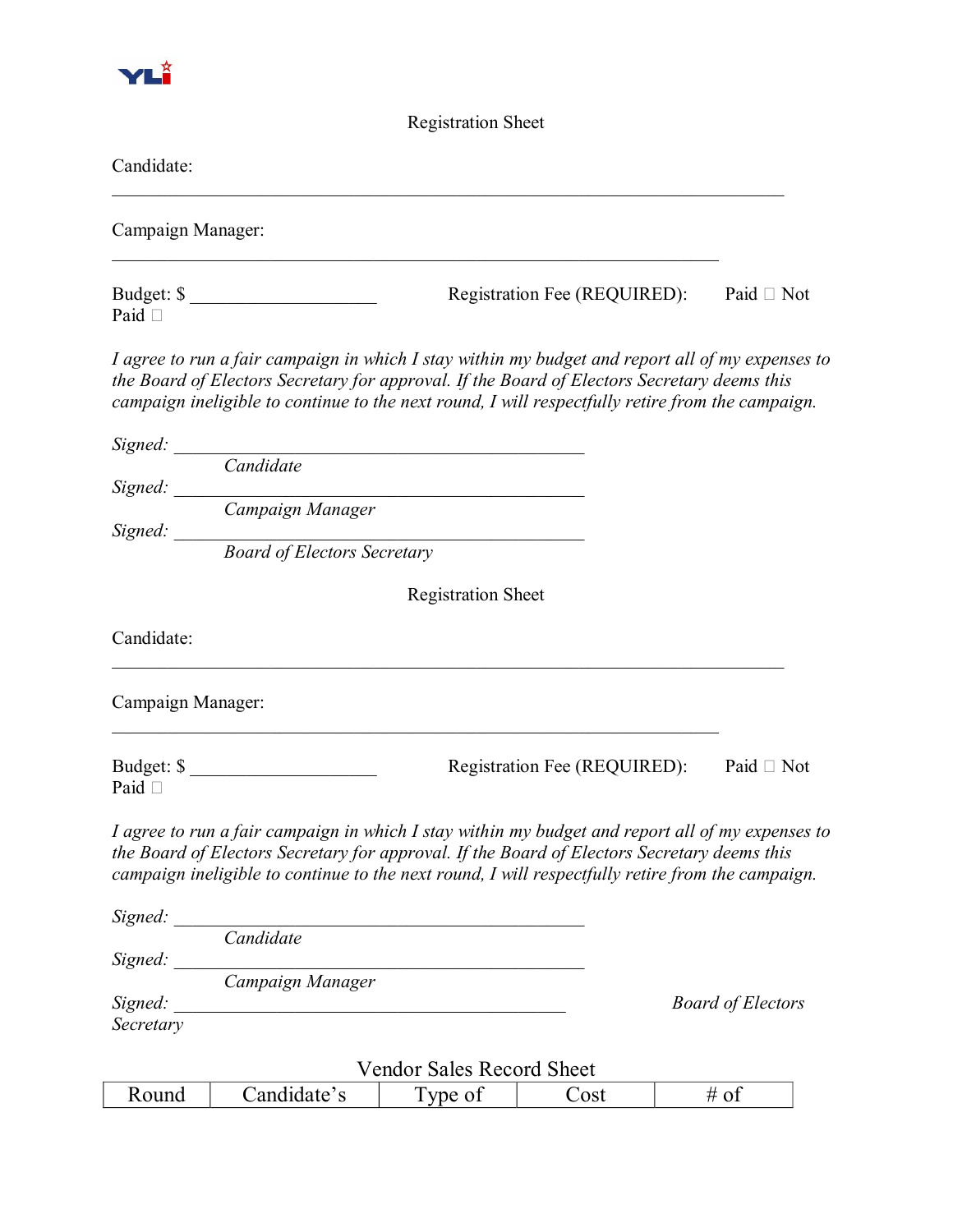YLI

Registration Sheet

Candidate:

_______________________________________________________________________

Campaign Manager:

________________________________________________________________

Budget: $ ____________________ Registration Fee (REQUIRED): Paid □ Not Paid □

*I agree to run a fair campaign in which I stay within my budget and report all of my expenses to the Board of Electors Secretary for approval. If the Board of Electors Secretary deems this campaign ineligible to continue to the next round, I will respectfully retire from the campaign.*

*Signed:* ___________________________________________
*Candidate*

*Signed:* ___________________________________________
*Campaign Manager*

*Signed:* ___________________________________________
*Board of Electors Secretary*

Registration Sheet

Candidate:

_______________________________________________________________________

Campaign Manager:

________________________________________________________________

Budget: $ ____________________ Registration Fee (REQUIRED): Paid □ Not Paid □

*I agree to run a fair campaign in which I stay within my budget and report all of my expenses to the Board of Electors Secretary for approval. If the Board of Electors Secretary deems this campaign ineligible to continue to the next round, I will respectfully retire from the campaign.*

*Signed:* ___________________________________________
*Candidate*

*Signed:* ___________________________________________
*Campaign Manager*

*Signed:* _________________________________________ *Board of Electors Secretary*

Vendor Sales Record Sheet

| Round | Candidate's | Type of | Cost | # of |
|---|---|---|---|---|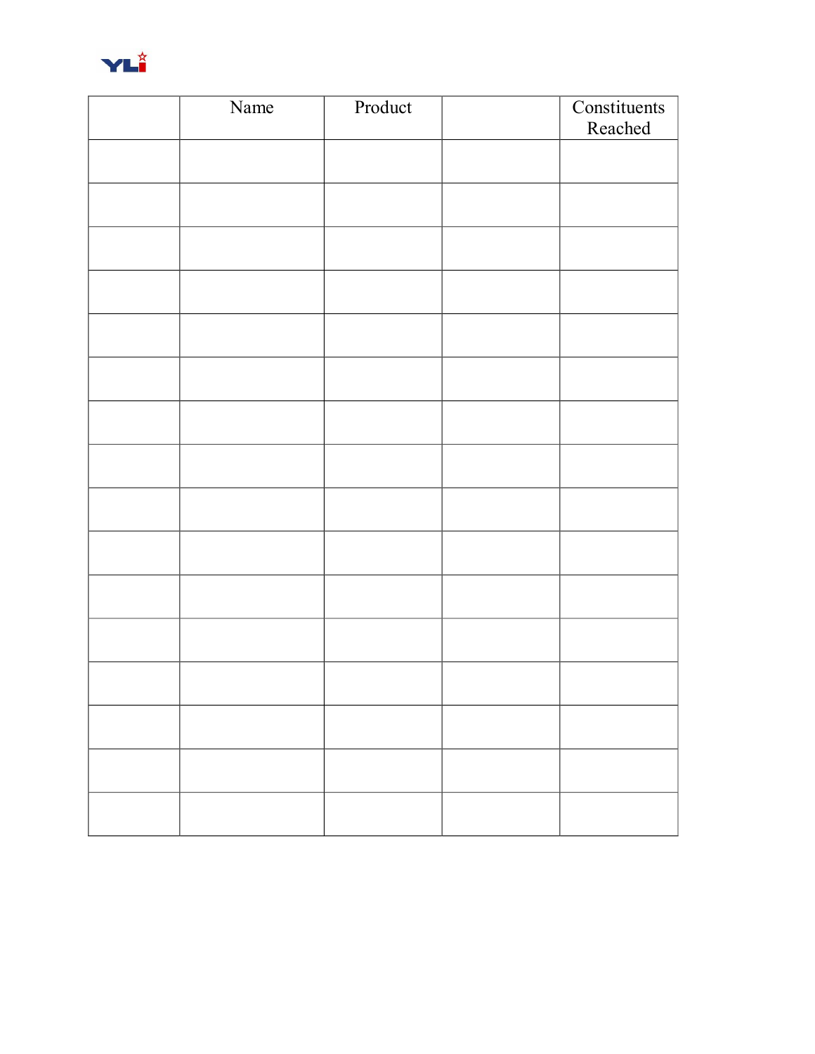|  | Name | Product |  | Constituents Reached |
|---|---|---|---|---|
|  |  |  |  |  |
|  |  |  |  |  |
|  |  |  |  |  |
|  |  |  |  |  |
|  |  |  |  |  |
|  |  |  |  |  |
|  |  |  |  |  |
|  |  |  |  |  |
|  |  |  |  |  |
|  |  |  |  |  |
|  |  |  |  |  |
|  |  |  |  |  |
|  |  |  |  |  |
|  |  |  |  |  |
|  |  |  |  |  |
|  |  |  |  |  |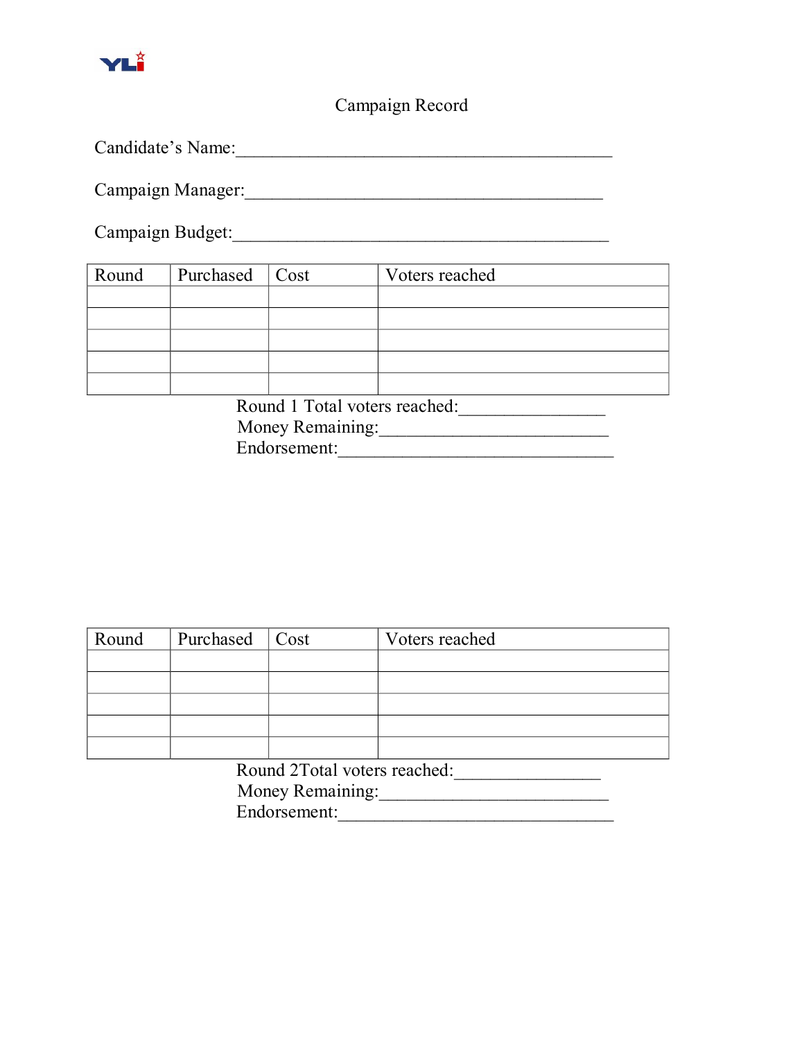# Campaign Record

Candidate's Name:\_\_\_\_\_\_\_\_\_\_\_\_\_\_\_\_\_\_\_\_\_\_\_\_\_\_\_\_\_\_\_\_\_\_\_\_\_\_\_\_\_\_\_\_

Campaign Manager:\_\_\_\_\_\_\_\_\_\_\_\_\_\_\_\_\_\_\_\_\_\_\_\_\_\_\_\_\_\_\_\_\_\_\_\_\_\_\_\_\_

Campaign Budget:\_\_\_\_\_\_\_\_\_\_\_\_\_\_\_\_\_\_\_\_\_\_\_\_\_\_\_\_\_\_\_\_\_\_\_\_\_\_\_\_\_\_\_

| Round | Purchased | Cost | Voters reached |
|---|---|---|---|
| | | | |
| | | | |
| | | | |
| | | | |
| | | | |

Round 1 Total voters reached:\_\_\_\_\_\_\_\_\_\_\_\_\_\_\_\_\_
Money Remaining:\_\_\_\_\_\_\_\_\_\_\_\_\_\_\_\_\_\_\_\_\_\_\_\_\_\_\_
Endorsement:\_\_\_\_\_\_\_\_\_\_\_\_\_\_\_\_\_\_\_\_\_\_\_\_\_\_\_\_\_\_\_\_

| Round | Purchased | Cost | Voters reached |
|---|---|---|---|
| | | | |
| | | | |
| | | | |
| | | | |
| | | | |

Round 2Total voters reached:\_\_\_\_\_\_\_\_\_\_\_\_\_\_\_\_\_
Money Remaining:\_\_\_\_\_\_\_\_\_\_\_\_\_\_\_\_\_\_\_\_\_\_\_\_\_\_\_
Endorsement:\_\_\_\_\_\_\_\_\_\_\_\_\_\_\_\_\_\_\_\_\_\_\_\_\_\_\_\_\_\_\_\_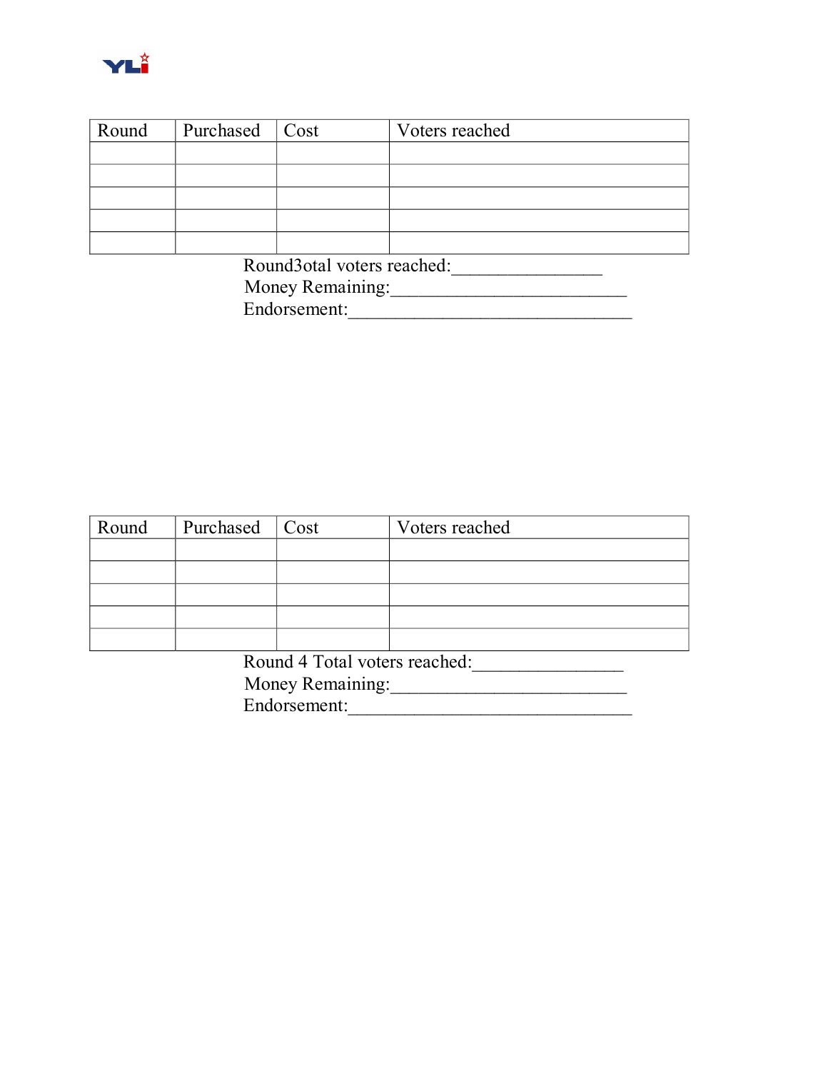| Round | Purchased | Cost | Voters reached |
|---|---|---|---|
| | | | |
| | | | |
| | | | |
| | | | |
| | | | |

Round3otal voters reached:________________
Money Remaining:_________________________
Endorsement:______________________________

| Round | Purchased | Cost | Voters reached |
|---|---|---|---|
| | | | |
| | | | |
| | | | |
| | | | |
| | | | |

Round 4 Total voters reached:________________
Money Remaining:_________________________
Endorsement:______________________________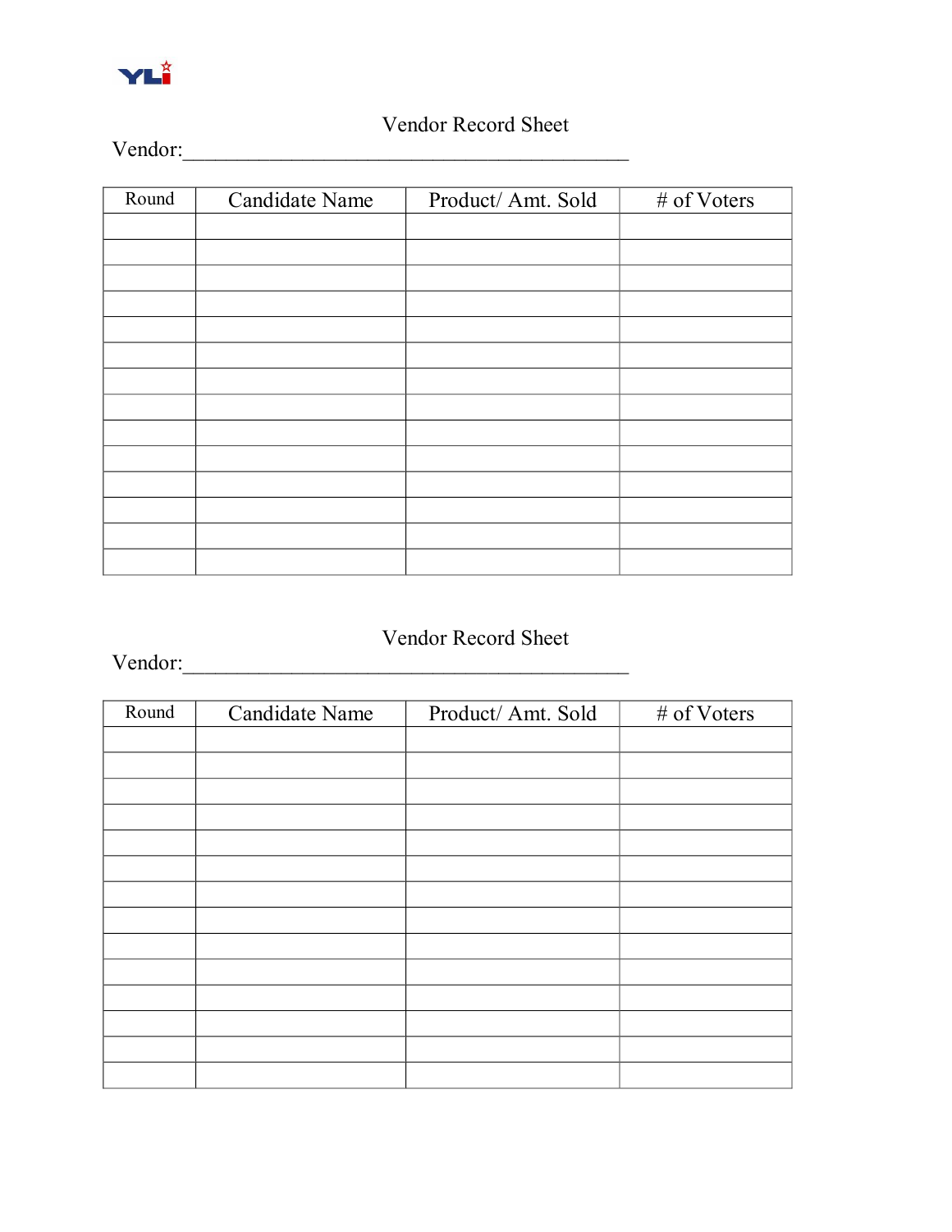YLI

## Vendor Record Sheet

Vendor:_____________________________________________

| Round | Candidate Name | Product/ Amt. Sold | # of Voters |
|---|---|---|---|
| | | | |
| | | | |
| | | | |
| | | | |
| | | | |
| | | | |
| | | | |
| | | | |
| | | | |
| | | | |
| | | | |
| | | | |
| | | | |
| | | | |

## Vendor Record Sheet

Vendor:_____________________________________________

| Round | Candidate Name | Product/ Amt. Sold | # of Voters |
|---|---|---|---|
| | | | |
| | | | |
| | | | |
| | | | |
| | | | |
| | | | |
| | | | |
| | | | |
| | | | |
| | | | |
| | | | |
| | | | |
| | | | |
| | | | |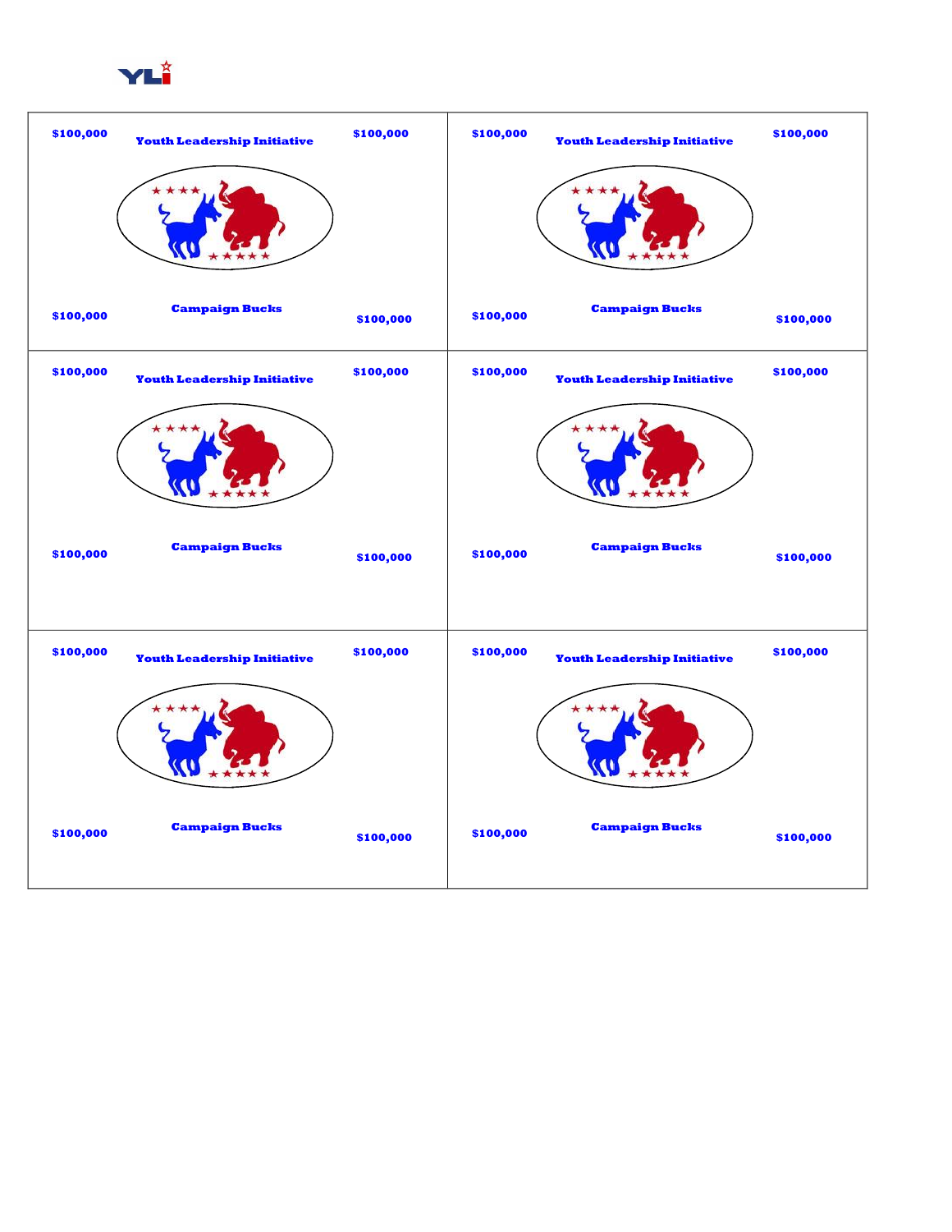YLI

| | |
|---|---|
| $100,000 **Youth Leadership Initiative** $100,000<br><br>**Campaign Bucks**<br>$100,000 $100,000 | $100,000 **Youth Leadership Initiative** $100,000<br><br>**Campaign Bucks**<br>$100,000 $100,000 |
| $100,000 **Youth Leadership Initiative** $100,000<br><br>**Campaign Bucks**<br>$100,000 $100,000 | $100,000 **Youth Leadership Initiative** $100,000<br><br>**Campaign Bucks**<br>$100,000 $100,000 |
| $100,000 **Youth Leadership Initiative** $100,000<br><br>**Campaign Bucks**<br>$100,000 $100,000 | $100,000 **Youth Leadership Initiative** $100,000<br><br>**Campaign Bucks**<br>$100,000 $100,000 |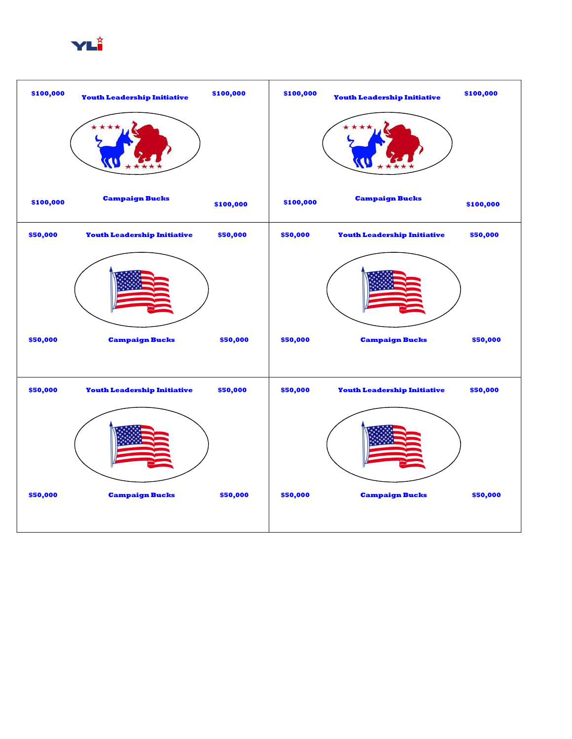YLI

| $100,000 Youth Leadership Initiative $100,000<br><br>$100,000 Campaign Bucks $100,000 | $100,000 Youth Leadership Initiative $100,000<br><br>$100,000 Campaign Bucks $100,000 |
|---|---|
| $50,000 Youth Leadership Initiative $50,000<br><br>$50,000 Campaign Bucks $50,000 | $50,000 Youth Leadership Initiative $50,000<br><br>$50,000 Campaign Bucks $50,000 |
| $50,000 Youth Leadership Initiative $50,000<br><br>$50,000 Campaign Bucks $50,000 | $50,000 Youth Leadership Initiative $50,000<br><br>$50,000 Campaign Bucks $50,000 |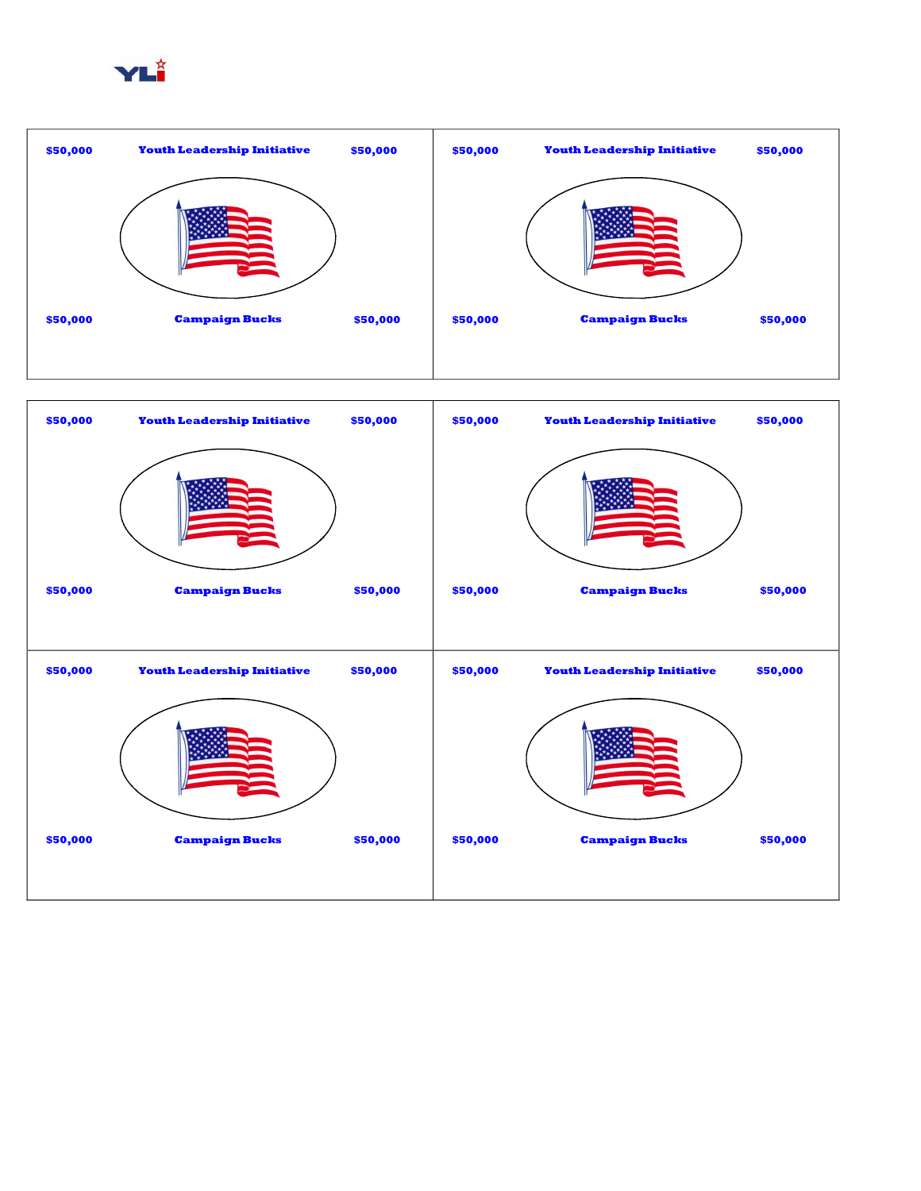YLI

| $50,000 | Youth Leadership Initiative | $50,000 |
| --- | --- | --- |
| $50,000 | Campaign Bucks | $50,000 |

| $50,000 | Youth Leadership Initiative | $50,000 |
| --- | --- | --- |
| $50,000 | Campaign Bucks | $50,000 |

| $50,000 | Youth Leadership Initiative | $50,000 |
| --- | --- | --- |
| $50,000 | Campaign Bucks | $50,000 |

| $50,000 | Youth Leadership Initiative | $50,000 |
| --- | --- | --- |
| $50,000 | Campaign Bucks | $50,000 |

| $50,000 | Youth Leadership Initiative | $50,000 |
| --- | --- | --- |
| $50,000 | Campaign Bucks | $50,000 |

| $50,000 | Youth Leadership Initiative | $50,000 |
| --- | --- | --- |
| $50,000 | Campaign Bucks | $50,000 |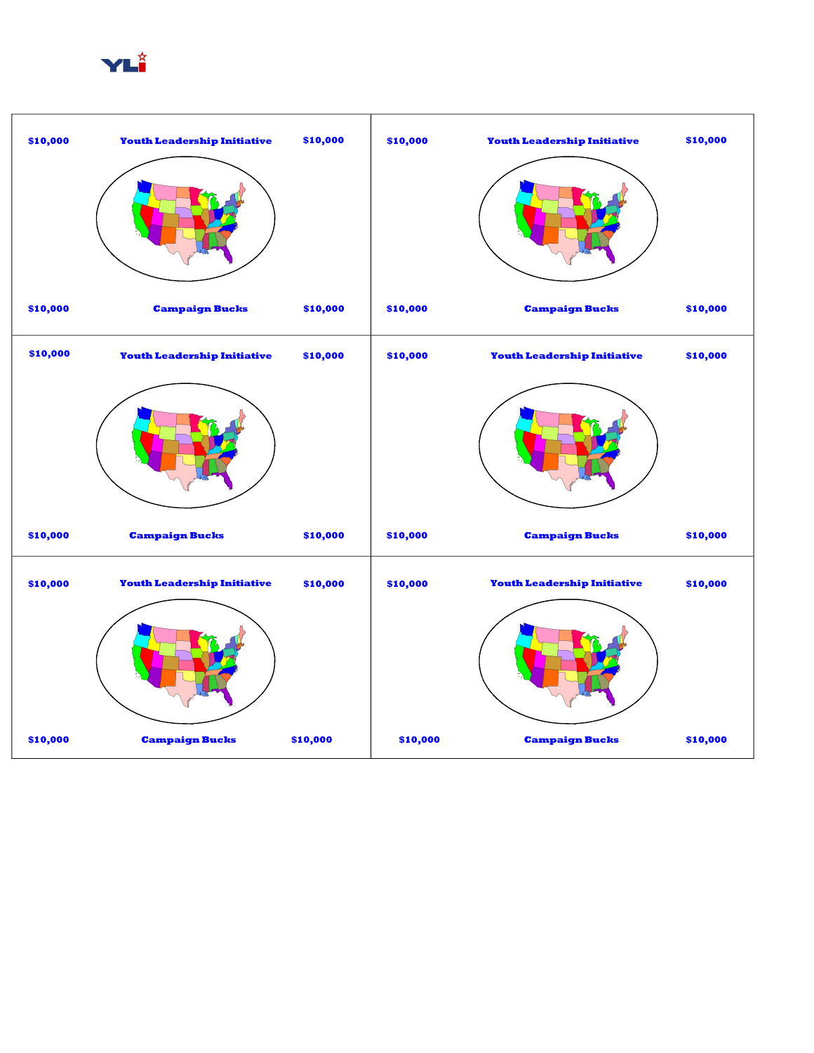YLI

| | |
|---|---|
| $10,000 Youth Leadership Initiative $10,000<br><br>$10,000 Campaign Bucks $10,000 | $10,000 Youth Leadership Initiative $10,000<br><br>$10,000 Campaign Bucks $10,000 |
| $10,000 Youth Leadership Initiative $10,000<br><br>$10,000 Campaign Bucks $10,000 | $10,000 Youth Leadership Initiative $10,000<br><br>$10,000 Campaign Bucks $10,000 |
| $10,000 Youth Leadership Initiative $10,000<br><br>$10,000 Campaign Bucks $10,000 | $10,000 Youth Leadership Initiative $10,000<br><br>$10,000 Campaign Bucks $10,000 |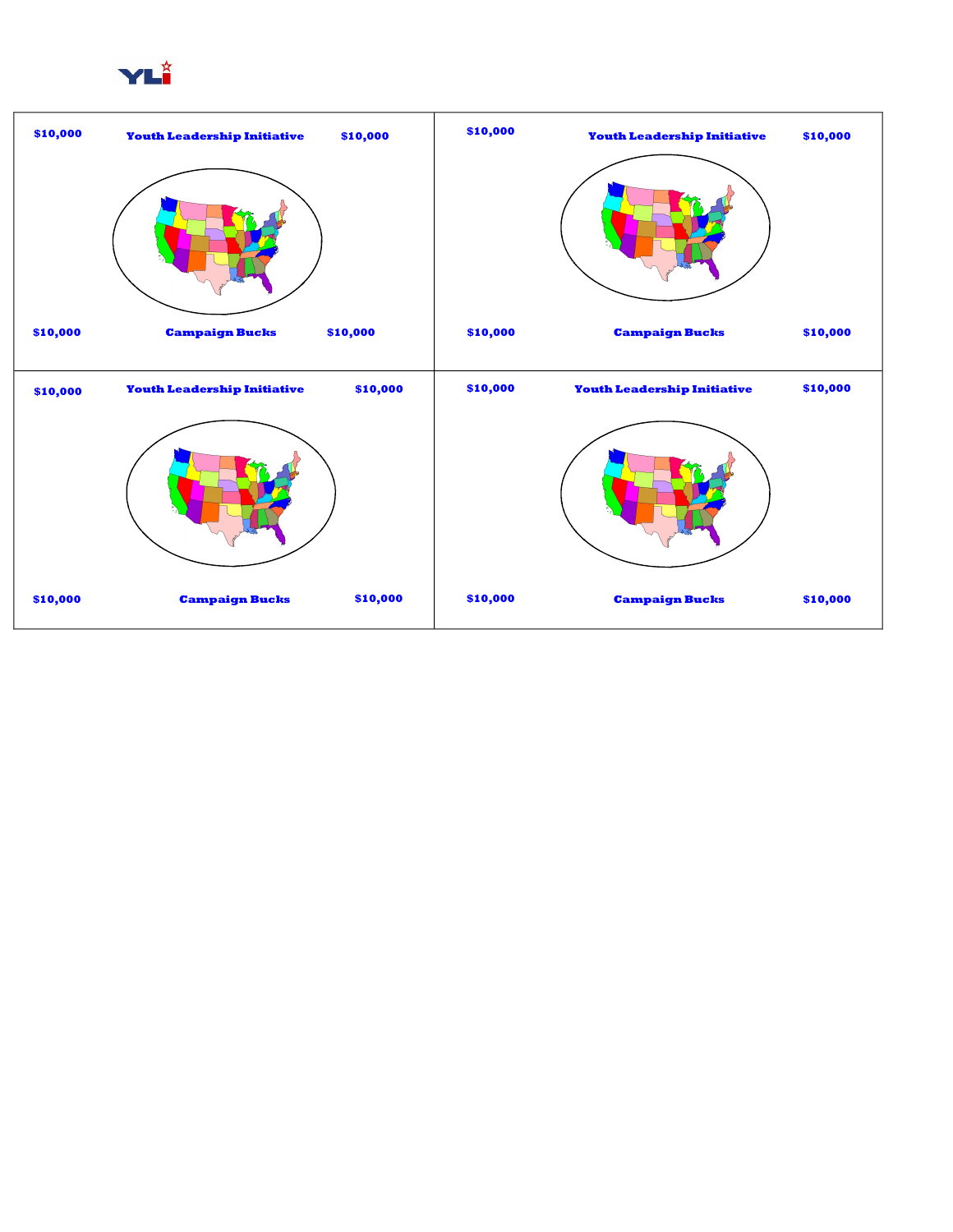YLI

| $10,000 Youth Leadership Initiative $10,000 | $10,000 Youth Leadership Initiative $10,000 |
| --- | --- |
| $10,000 Campaign Bucks $10,000 | $10,000 Campaign Bucks $10,000 |
| $10,000 Youth Leadership Initiative $10,000 | $10,000 Youth Leadership Initiative $10,000 |
| $10,000 Campaign Bucks $10,000 | $10,000 Campaign Bucks $10,000 |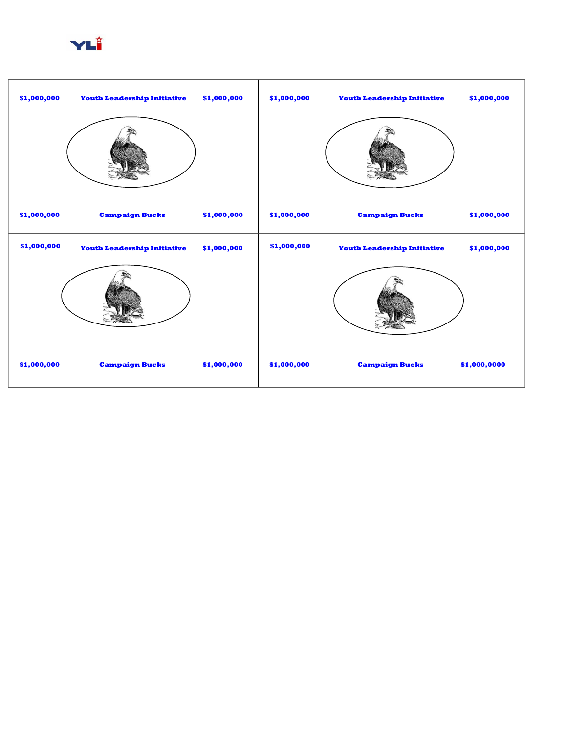YLI

| $1,000,000 | Youth Leadership Initiative | $1,000,000 | $1,000,000 | Youth Leadership Initiative | $1,000,000 |
|---|---|---|---|---|---|
| $1,000,000 | Campaign Bucks | $1,000,000 | $1,000,000 | Campaign Bucks | $1,000,000 |
| $1,000,000 | Youth Leadership Initiative | $1,000,000 | $1,000,000 | Youth Leadership Initiative | $1,000,000 |
| $1,000,000 | Campaign Bucks | $1,000,000 | $1,000,000 | Campaign Bucks | $1,000,0000 |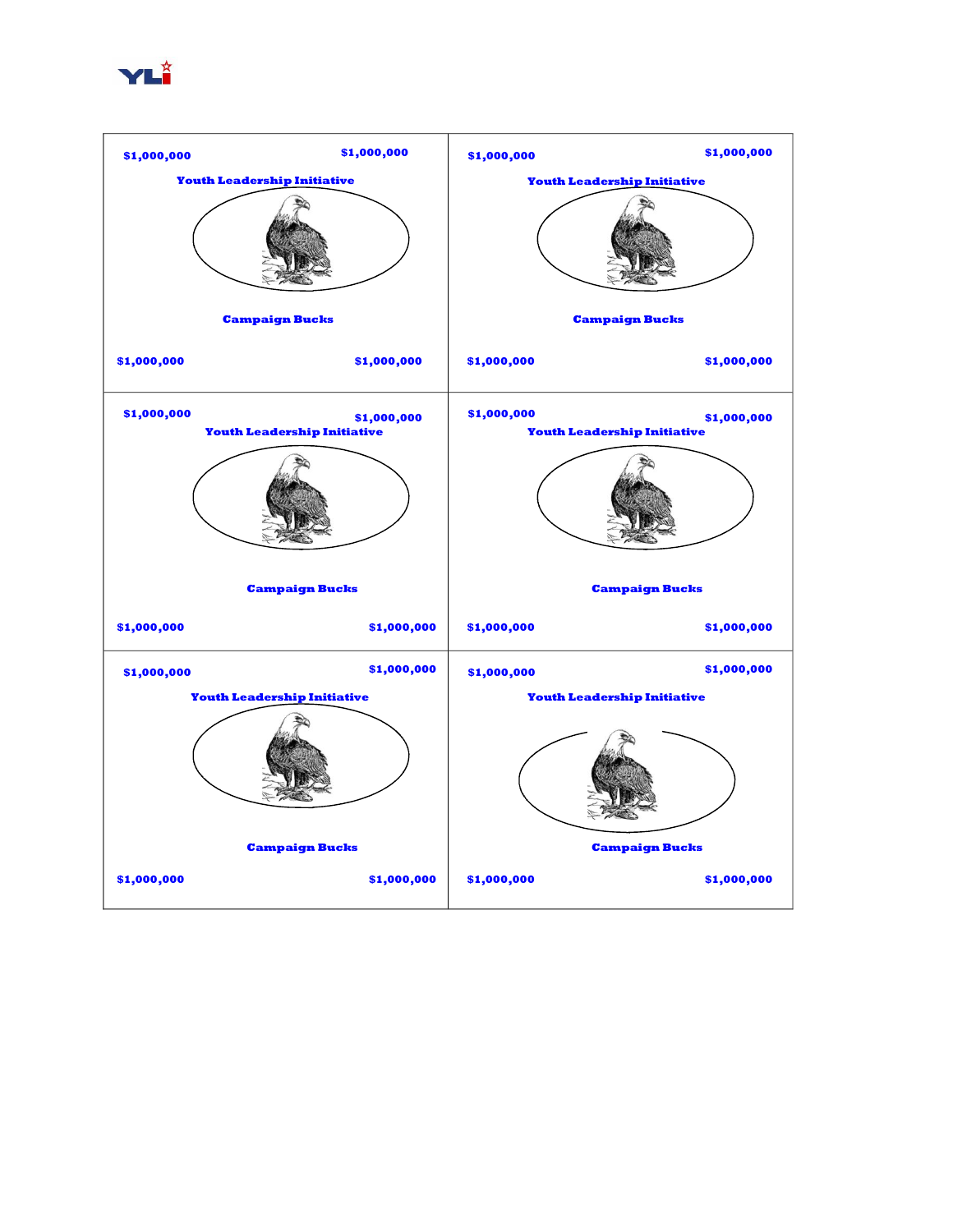| | |
|---|---|
| $1,000,000 $1,000,000<br>**Youth Leadership Initiative**<br>**Campaign Bucks**<br>$1,000,000 $1,000,000 | $1,000,000 $1,000,000<br>**Youth Leadership Initiative**<br>**Campaign Bucks**<br>$1,000,000 $1,000,000 |
| $1,000,000 $1,000,000<br>**Youth Leadership Initiative**<br>**Campaign Bucks**<br>$1,000,000 $1,000,000 | $1,000,000 $1,000,000<br>**Youth Leadership Initiative**<br>**Campaign Bucks**<br>$1,000,000 $1,000,000 |
| $1,000,000 $1,000,000<br>**Youth Leadership Initiative**<br>**Campaign Bucks**<br>$1,000,000 $1,000,000 | $1,000,000 $1,000,000<br>**Youth Leadership Initiative**<br>**Campaign Bucks**<br>$1,000,000 $1,000,000 |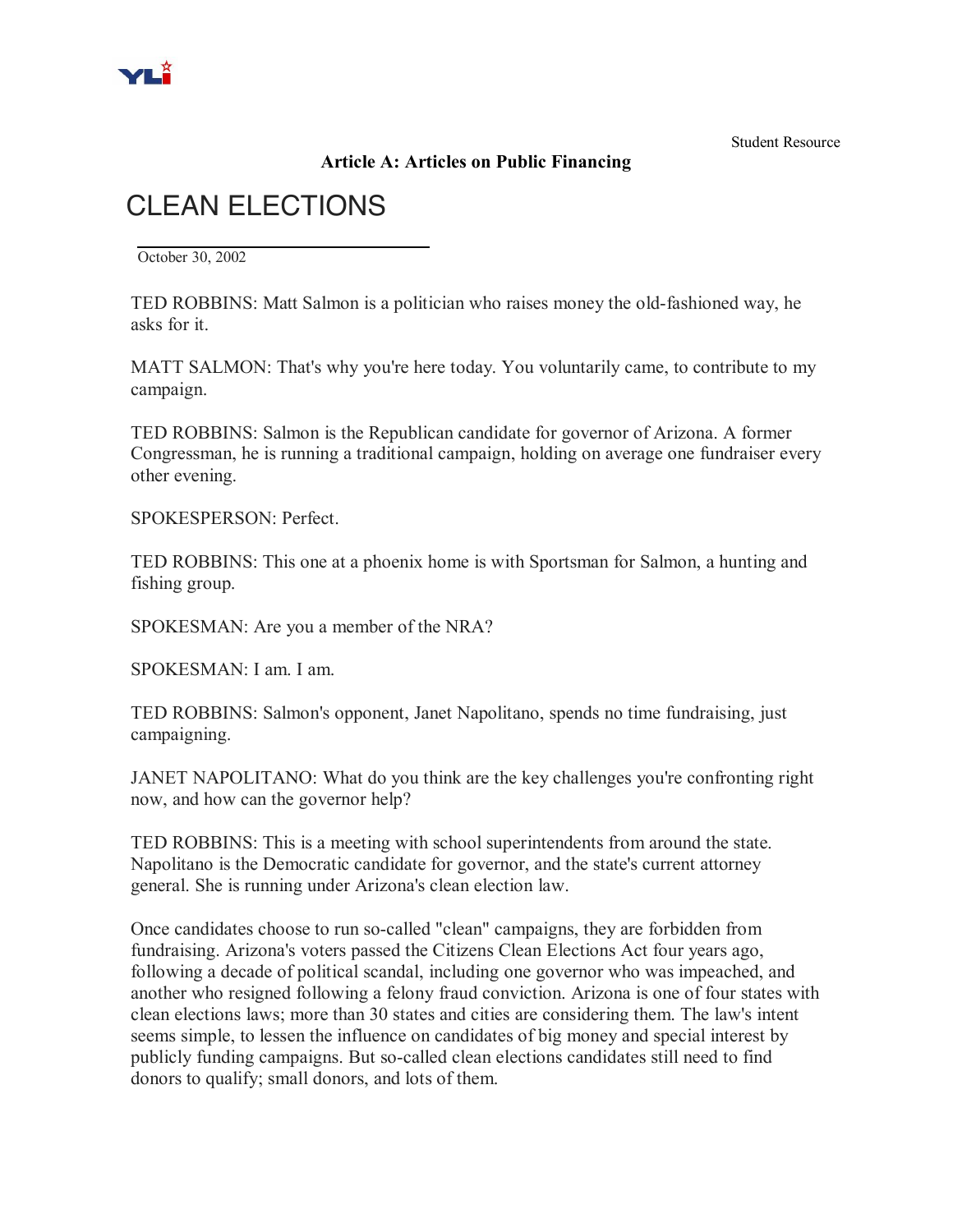Student Resource

**Article A: Articles on Public Financing**

# CLEAN ELECTIONS

October 30, 2002

TED ROBBINS: Matt Salmon is a politician who raises money the old-fashioned way, he asks for it.

MATT SALMON: That's why you're here today. You voluntarily came, to contribute to my campaign.

TED ROBBINS: Salmon is the Republican candidate for governor of Arizona. A former Congressman, he is running a traditional campaign, holding on average one fundraiser every other evening.

SPOKESPERSON: Perfect.

TED ROBBINS: This one at a phoenix home is with Sportsman for Salmon, a hunting and fishing group.

SPOKESMAN: Are you a member of the NRA?

SPOKESMAN: I am. I am.

TED ROBBINS: Salmon's opponent, Janet Napolitano, spends no time fundraising, just campaigning.

JANET NAPOLITANO: What do you think are the key challenges you're confronting right now, and how can the governor help?

TED ROBBINS: This is a meeting with school superintendents from around the state. Napolitano is the Democratic candidate for governor, and the state's current attorney general. She is running under Arizona's clean election law.

Once candidates choose to run so-called "clean" campaigns, they are forbidden from fundraising. Arizona's voters passed the Citizens Clean Elections Act four years ago, following a decade of political scandal, including one governor who was impeached, and another who resigned following a felony fraud conviction. Arizona is one of four states with clean elections laws; more than 30 states and cities are considering them. The law's intent seems simple, to lessen the influence on candidates of big money and special interest by publicly funding campaigns. But so-called clean elections candidates still need to find donors to qualify; small donors, and lots of them.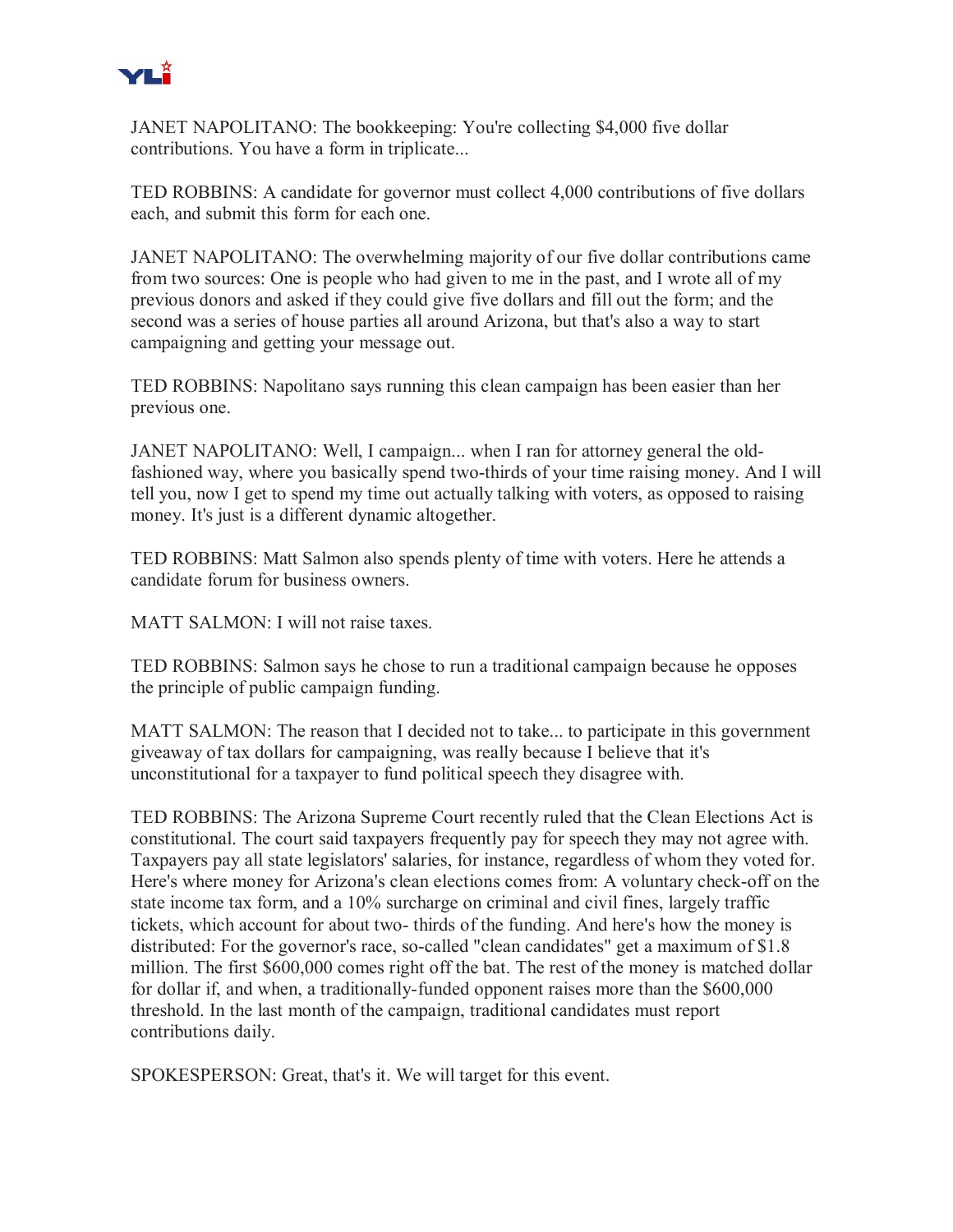JANET NAPOLITANO: The bookkeeping: You're collecting $4,000 five dollar contributions. You have a form in triplicate...

TED ROBBINS: A candidate for governor must collect 4,000 contributions of five dollars each, and submit this form for each one.

JANET NAPOLITANO: The overwhelming majority of our five dollar contributions came from two sources: One is people who had given to me in the past, and I wrote all of my previous donors and asked if they could give five dollars and fill out the form; and the second was a series of house parties all around Arizona, but that's also a way to start campaigning and getting your message out.

TED ROBBINS: Napolitano says running this clean campaign has been easier than her previous one.

JANET NAPOLITANO: Well, I campaign... when I ran for attorney general the old-fashioned way, where you basically spend two-thirds of your time raising money. And I will tell you, now I get to spend my time out actually talking with voters, as opposed to raising money. It's just is a different dynamic altogether.

TED ROBBINS: Matt Salmon also spends plenty of time with voters. Here he attends a candidate forum for business owners.

MATT SALMON: I will not raise taxes.

TED ROBBINS: Salmon says he chose to run a traditional campaign because he opposes the principle of public campaign funding.

MATT SALMON: The reason that I decided not to take... to participate in this government giveaway of tax dollars for campaigning, was really because I believe that it's unconstitutional for a taxpayer to fund political speech they disagree with.

TED ROBBINS: The Arizona Supreme Court recently ruled that the Clean Elections Act is constitutional. The court said taxpayers frequently pay for speech they may not agree with. Taxpayers pay all state legislators' salaries, for instance, regardless of whom they voted for. Here's where money for Arizona's clean elections comes from: A voluntary check-off on the state income tax form, and a 10% surcharge on criminal and civil fines, largely traffic tickets, which account for about two- thirds of the funding. And here's how the money is distributed: For the governor's race, so-called "clean candidates" get a maximum of $1.8 million. The first $600,000 comes right off the bat. The rest of the money is matched dollar for dollar if, and when, a traditionally-funded opponent raises more than the $600,000 threshold. In the last month of the campaign, traditional candidates must report contributions daily.

SPOKESPERSON: Great, that's it. We will target for this event.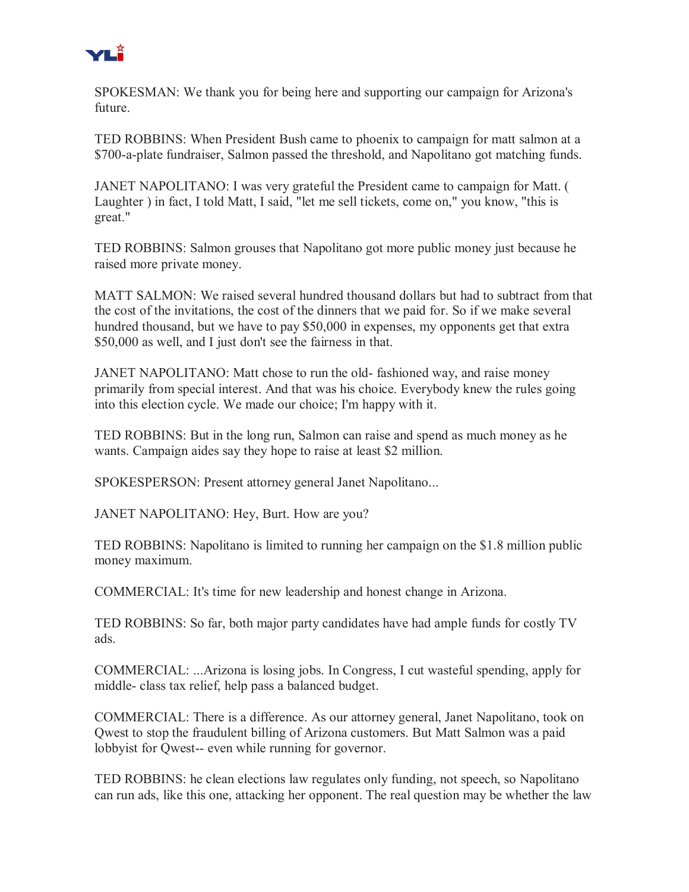SPOKESMAN: We thank you for being here and supporting our campaign for Arizona's future.

TED ROBBINS: When President Bush came to phoenix to campaign for matt salmon at a $700-a-plate fundraiser, Salmon passed the threshold, and Napolitano got matching funds.

JANET NAPOLITANO: I was very grateful the President came to campaign for Matt. ( Laughter ) in fact, I told Matt, I said, "let me sell tickets, come on," you know, "this is great."

TED ROBBINS: Salmon grouses that Napolitano got more public money just because he raised more private money.

MATT SALMON: We raised several hundred thousand dollars but had to subtract from that the cost of the invitations, the cost of the dinners that we paid for. So if we make several hundred thousand, but we have to pay $50,000 in expenses, my opponents get that extra $50,000 as well, and I just don't see the fairness in that.

JANET NAPOLITANO: Matt chose to run the old- fashioned way, and raise money primarily from special interest. And that was his choice. Everybody knew the rules going into this election cycle. We made our choice; I'm happy with it.

TED ROBBINS: But in the long run, Salmon can raise and spend as much money as he wants. Campaign aides say they hope to raise at least $2 million.

SPOKESPERSON: Present attorney general Janet Napolitano...

JANET NAPOLITANO: Hey, Burt. How are you?

TED ROBBINS: Napolitano is limited to running her campaign on the $1.8 million public money maximum.

COMMERCIAL: It's time for new leadership and honest change in Arizona.

TED ROBBINS: So far, both major party candidates have had ample funds for costly TV ads.

COMMERCIAL: ...Arizona is losing jobs. In Congress, I cut wasteful spending, apply for middle- class tax relief, help pass a balanced budget.

COMMERCIAL: There is a difference. As our attorney general, Janet Napolitano, took on Qwest to stop the fraudulent billing of Arizona customers. But Matt Salmon was a paid lobbyist for Qwest-- even while running for governor.

TED ROBBINS: he clean elections law regulates only funding, not speech, so Napolitano can run ads, like this one, attacking her opponent. The real question may be whether the law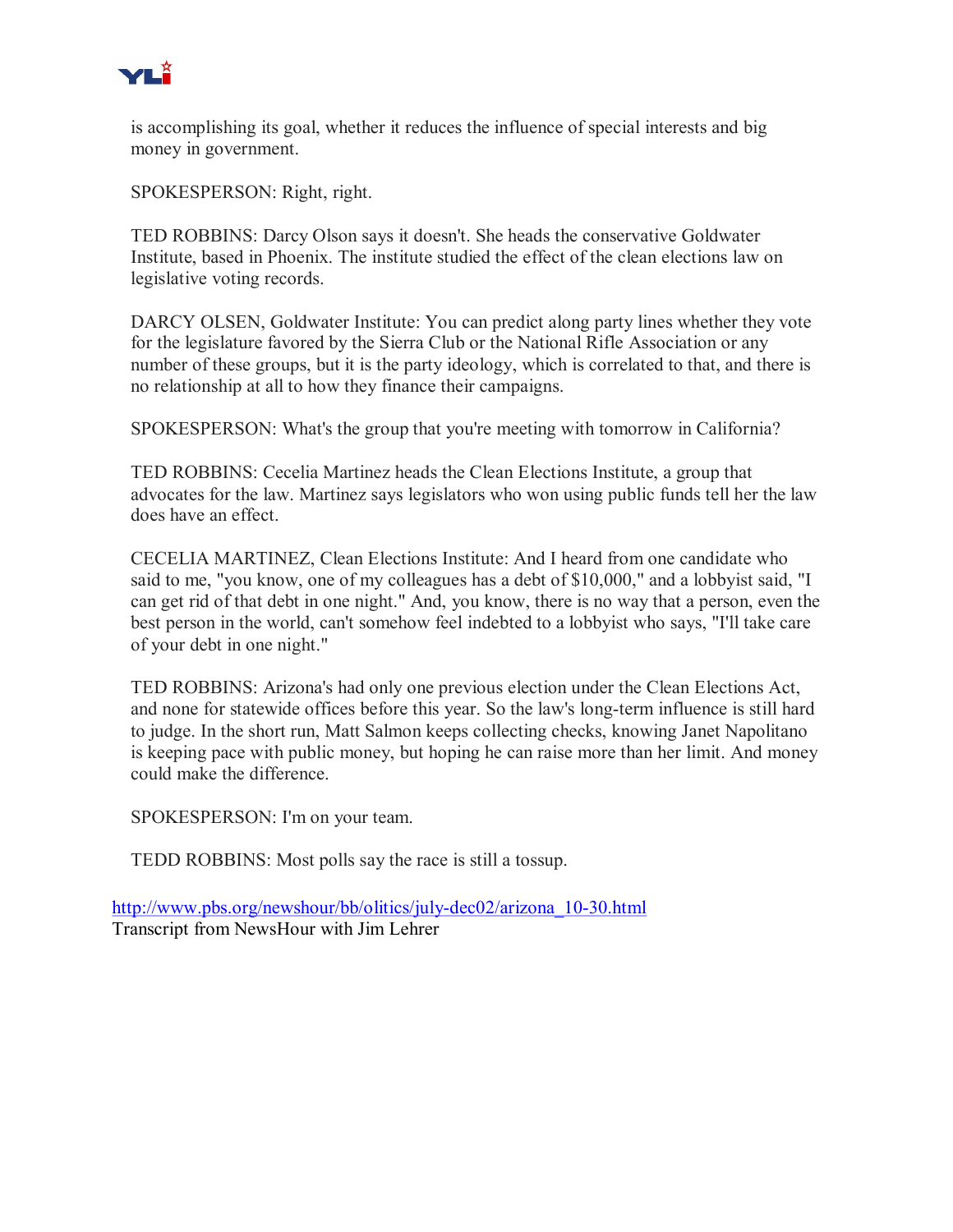is accomplishing its goal, whether it reduces the influence of special interests and big money in government.

SPOKESPERSON: Right, right.

TED ROBBINS: Darcy Olson says it doesn't. She heads the conservative Goldwater Institute, based in Phoenix. The institute studied the effect of the clean elections law on legislative voting records.

DARCY OLSEN, Goldwater Institute: You can predict along party lines whether they vote for the legislature favored by the Sierra Club or the National Rifle Association or any number of these groups, but it is the party ideology, which is correlated to that, and there is no relationship at all to how they finance their campaigns.

SPOKESPERSON: What's the group that you're meeting with tomorrow in California?

TED ROBBINS: Cecelia Martinez heads the Clean Elections Institute, a group that advocates for the law. Martinez says legislators who won using public funds tell her the law does have an effect.

CECELIA MARTINEZ, Clean Elections Institute: And I heard from one candidate who said to me, "you know, one of my colleagues has a debt of $10,000," and a lobbyist said, "I can get rid of that debt in one night." And, you know, there is no way that a person, even the best person in the world, can't somehow feel indebted to a lobbyist who says, "I'll take care of your debt in one night."

TED ROBBINS: Arizona's had only one previous election under the Clean Elections Act, and none for statewide offices before this year. So the law's long-term influence is still hard to judge. In the short run, Matt Salmon keeps collecting checks, knowing Janet Napolitano is keeping pace with public money, but hoping he can raise more than her limit. And money could make the difference.

SPOKESPERSON: I'm on your team.

TEDD ROBBINS: Most polls say the race is still a tossup.

http://www.pbs.org/newshour/bb/olitics/july-dec02/arizona_10-30.html
Transcript from NewsHour with Jim Lehrer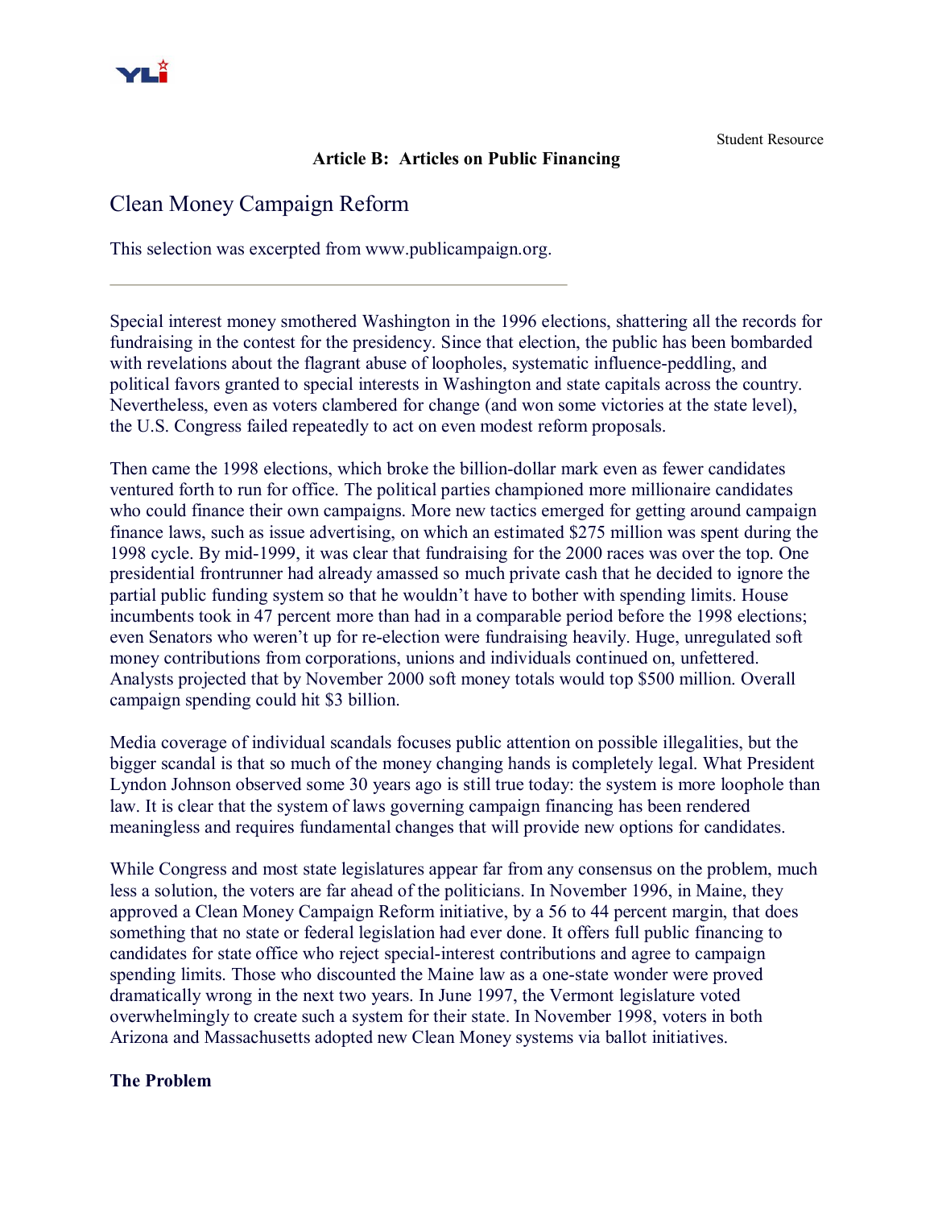Student Resource

**Article B: Articles on Public Financing**

## Clean Money Campaign Reform

This selection was excerpted from www.publicampaign.org.

---

Special interest money smothered Washington in the 1996 elections, shattering all the records for fundraising in the contest for the presidency. Since that election, the public has been bombarded with revelations about the flagrant abuse of loopholes, systematic influence-peddling, and political favors granted to special interests in Washington and state capitals across the country. Nevertheless, even as voters clambered for change (and won some victories at the state level), the U.S. Congress failed repeatedly to act on even modest reform proposals.

Then came the 1998 elections, which broke the billion-dollar mark even as fewer candidates ventured forth to run for office. The political parties championed more millionaire candidates who could finance their own campaigns. More new tactics emerged for getting around campaign finance laws, such as issue advertising, on which an estimated $275 million was spent during the 1998 cycle. By mid-1999, it was clear that fundraising for the 2000 races was over the top. One presidential frontrunner had already amassed so much private cash that he decided to ignore the partial public funding system so that he wouldn't have to bother with spending limits. House incumbents took in 47 percent more than had in a comparable period before the 1998 elections; even Senators who weren't up for re-election were fundraising heavily. Huge, unregulated soft money contributions from corporations, unions and individuals continued on, unfettered. Analysts projected that by November 2000 soft money totals would top $500 million. Overall campaign spending could hit $3 billion.

Media coverage of individual scandals focuses public attention on possible illegalities, but the bigger scandal is that so much of the money changing hands is completely legal. What President Lyndon Johnson observed some 30 years ago is still true today: the system is more loophole than law. It is clear that the system of laws governing campaign financing has been rendered meaningless and requires fundamental changes that will provide new options for candidates.

While Congress and most state legislatures appear far from any consensus on the problem, much less a solution, the voters are far ahead of the politicians. In November 1996, in Maine, they approved a Clean Money Campaign Reform initiative, by a 56 to 44 percent margin, that does something that no state or federal legislation had ever done. It offers full public financing to candidates for state office who reject special-interest contributions and agree to campaign spending limits. Those who discounted the Maine law as a one-state wonder were proved dramatically wrong in the next two years. In June 1997, the Vermont legislature voted overwhelmingly to create such a system for their state. In November 1998, voters in both Arizona and Massachusetts adopted new Clean Money systems via ballot initiatives.

**The Problem**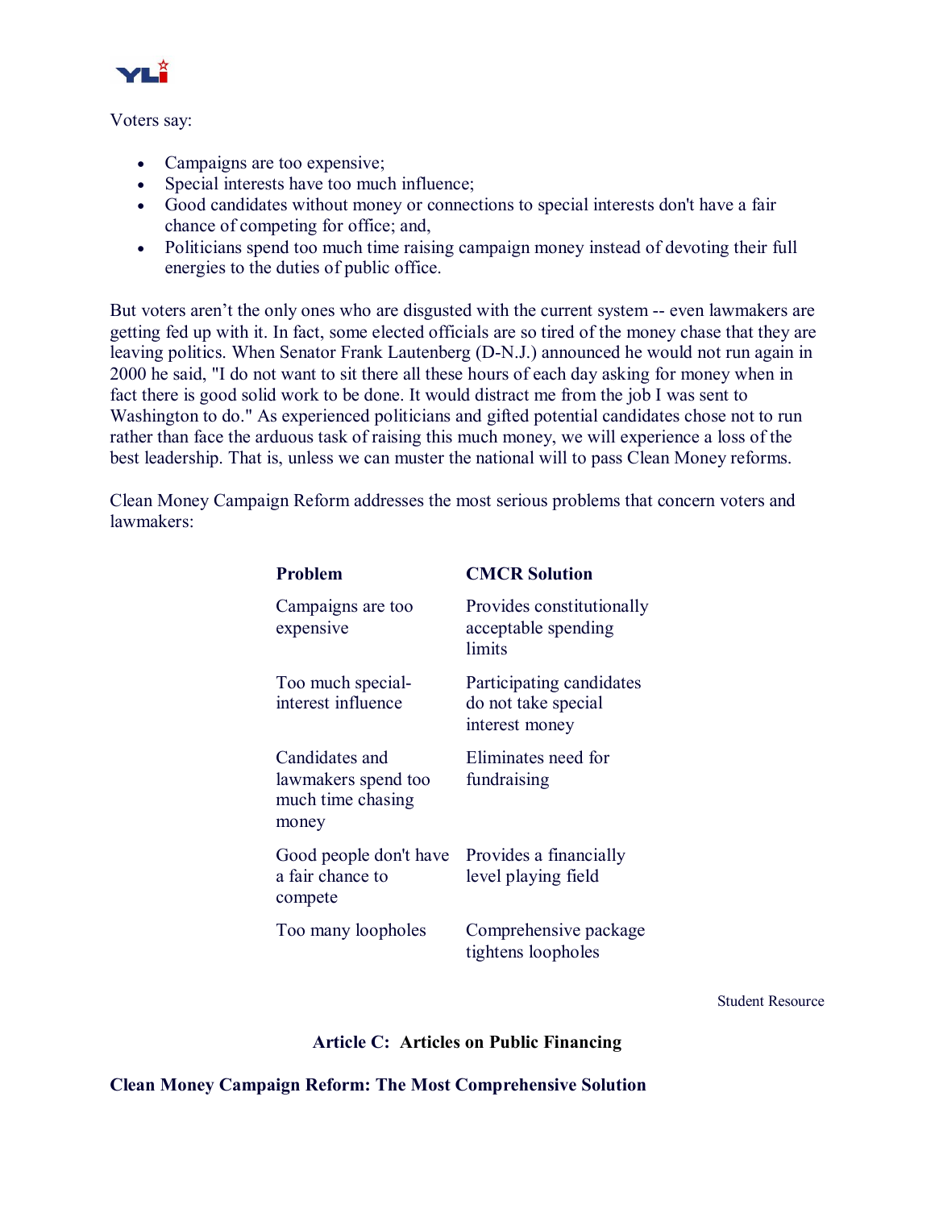Voters say:

- Campaigns are too expensive;
- Special interests have too much influence;
- Good candidates without money or connections to special interests don't have a fair chance of competing for office; and,
- Politicians spend too much time raising campaign money instead of devoting their full energies to the duties of public office.

But voters aren't the only ones who are disgusted with the current system -- even lawmakers are getting fed up with it. In fact, some elected officials are so tired of the money chase that they are leaving politics. When Senator Frank Lautenberg (D-N.J.) announced he would not run again in 2000 he said, "I do not want to sit there all these hours of each day asking for money when in fact there is good solid work to be done. It would distract me from the job I was sent to Washington to do." As experienced politicians and gifted potential candidates chose not to run rather than face the arduous task of raising this much money, we will experience a loss of the best leadership. That is, unless we can muster the national will to pass Clean Money reforms.

Clean Money Campaign Reform addresses the most serious problems that concern voters and lawmakers:

| Problem | CMCR Solution |
|---|---|
| Campaigns are too expensive | Provides constitutionally acceptable spending limits |
| Too much special-interest influence | Participating candidates do not take special interest money |
| Candidates and lawmakers spend too much time chasing money | Eliminates need for fundraising |
| Good people don't have a fair chance to compete | Provides a financially level playing field |
| Too many loopholes | Comprehensive package tightens loopholes |

Student Resource

## Article C: Articles on Public Financing

### Clean Money Campaign Reform: The Most Comprehensive Solution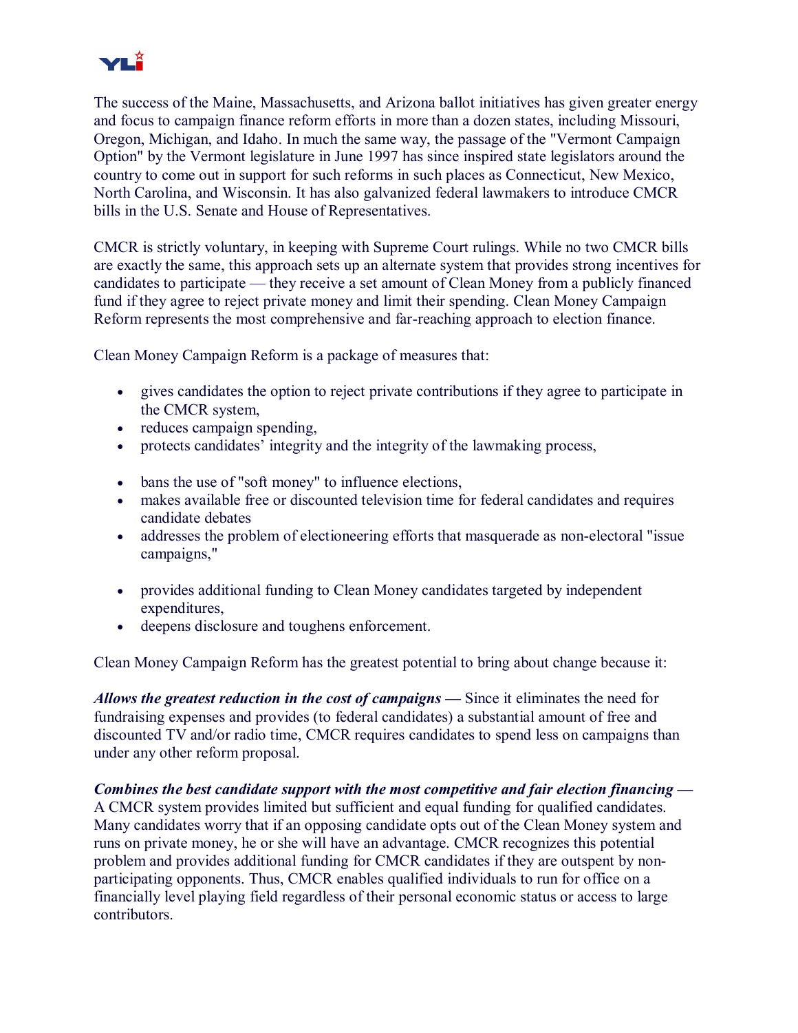The success of the Maine, Massachusetts, and Arizona ballot initiatives has given greater energy and focus to campaign finance reform efforts in more than a dozen states, including Missouri, Oregon, Michigan, and Idaho. In much the same way, the passage of the "Vermont Campaign Option" by the Vermont legislature in June 1997 has since inspired state legislators around the country to come out in support for such reforms in such places as Connecticut, New Mexico, North Carolina, and Wisconsin. It has also galvanized federal lawmakers to introduce CMCR bills in the U.S. Senate and House of Representatives.

CMCR is strictly voluntary, in keeping with Supreme Court rulings. While no two CMCR bills are exactly the same, this approach sets up an alternate system that provides strong incentives for candidates to participate — they receive a set amount of Clean Money from a publicly financed fund if they agree to reject private money and limit their spending. Clean Money Campaign Reform represents the most comprehensive and far-reaching approach to election finance.

Clean Money Campaign Reform is a package of measures that:

- gives candidates the option to reject private contributions if they agree to participate in the CMCR system,
- reduces campaign spending,
- protects candidates' integrity and the integrity of the lawmaking process,
- bans the use of "soft money" to influence elections,
- makes available free or discounted television time for federal candidates and requires candidate debates
- addresses the problem of electioneering efforts that masquerade as non-electoral "issue campaigns,"
- provides additional funding to Clean Money candidates targeted by independent expenditures,
- deepens disclosure and toughens enforcement.

Clean Money Campaign Reform has the greatest potential to bring about change because it:

***Allows the greatest reduction in the cost of campaigns*** — Since it eliminates the need for fundraising expenses and provides (to federal candidates) a substantial amount of free and discounted TV and/or radio time, CMCR requires candidates to spend less on campaigns than under any other reform proposal.

***Combines the best candidate support with the most competitive and fair election financing*** — A CMCR system provides limited but sufficient and equal funding for qualified candidates. Many candidates worry that if an opposing candidate opts out of the Clean Money system and runs on private money, he or she will have an advantage. CMCR recognizes this potential problem and provides additional funding for CMCR candidates if they are outspent by non-participating opponents. Thus, CMCR enables qualified individuals to run for office on a financially level playing field regardless of their personal economic status or access to large contributors.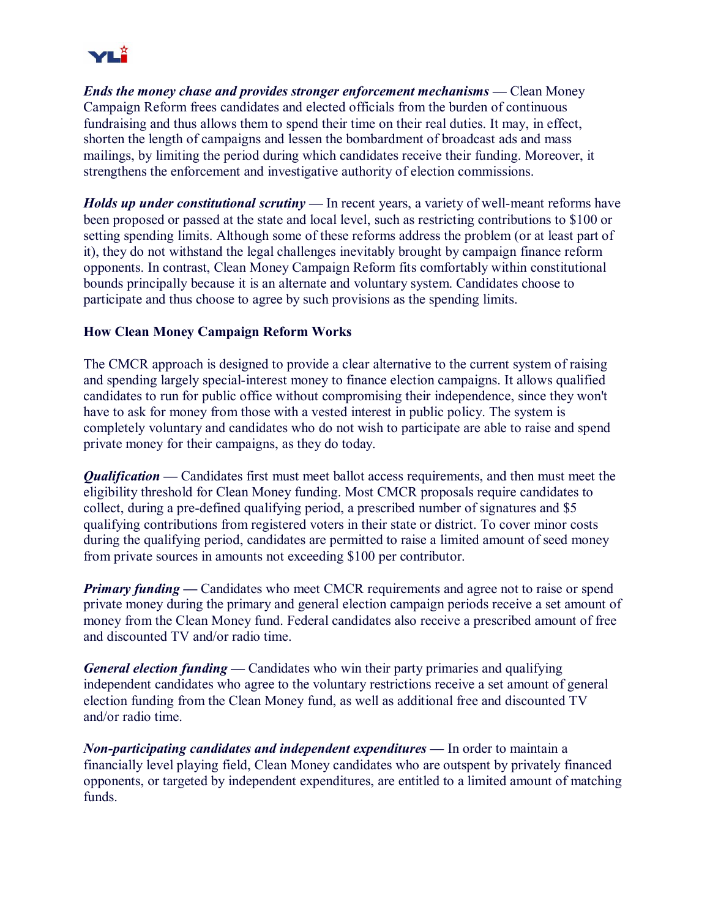***Ends the money chase and provides stronger enforcement mechanisms*** **—** Clean Money Campaign Reform frees candidates and elected officials from the burden of continuous fundraising and thus allows them to spend their time on their real duties. It may, in effect, shorten the length of campaigns and lessen the bombardment of broadcast ads and mass mailings, by limiting the period during which candidates receive their funding. Moreover, it strengthens the enforcement and investigative authority of election commissions.

***Holds up under constitutional scrutiny*** **—** In recent years, a variety of well-meant reforms have been proposed or passed at the state and local level, such as restricting contributions to $100 or setting spending limits. Although some of these reforms address the problem (or at least part of it), they do not withstand the legal challenges inevitably brought by campaign finance reform opponents. In contrast, Clean Money Campaign Reform fits comfortably within constitutional bounds principally because it is an alternate and voluntary system. Candidates choose to participate and thus choose to agree by such provisions as the spending limits.

**How Clean Money Campaign Reform Works**

The CMCR approach is designed to provide a clear alternative to the current system of raising and spending largely special-interest money to finance election campaigns. It allows qualified candidates to run for public office without compromising their independence, since they won't have to ask for money from those with a vested interest in public policy. The system is completely voluntary and candidates who do not wish to participate are able to raise and spend private money for their campaigns, as they do today.

***Qualification*** **—** Candidates first must meet ballot access requirements, and then must meet the eligibility threshold for Clean Money funding. Most CMCR proposals require candidates to collect, during a pre-defined qualifying period, a prescribed number of signatures and $5 qualifying contributions from registered voters in their state or district. To cover minor costs during the qualifying period, candidates are permitted to raise a limited amount of seed money from private sources in amounts not exceeding $100 per contributor.

***Primary funding*** **—** Candidates who meet CMCR requirements and agree not to raise or spend private money during the primary and general election campaign periods receive a set amount of money from the Clean Money fund. Federal candidates also receive a prescribed amount of free and discounted TV and/or radio time.

***General election funding*** **—** Candidates who win their party primaries and qualifying independent candidates who agree to the voluntary restrictions receive a set amount of general election funding from the Clean Money fund, as well as additional free and discounted TV and/or radio time.

***Non-participating candidates and independent expenditures*** **—** In order to maintain a financially level playing field, Clean Money candidates who are outspent by privately financed opponents, or targeted by independent expenditures, are entitled to a limited amount of matching funds.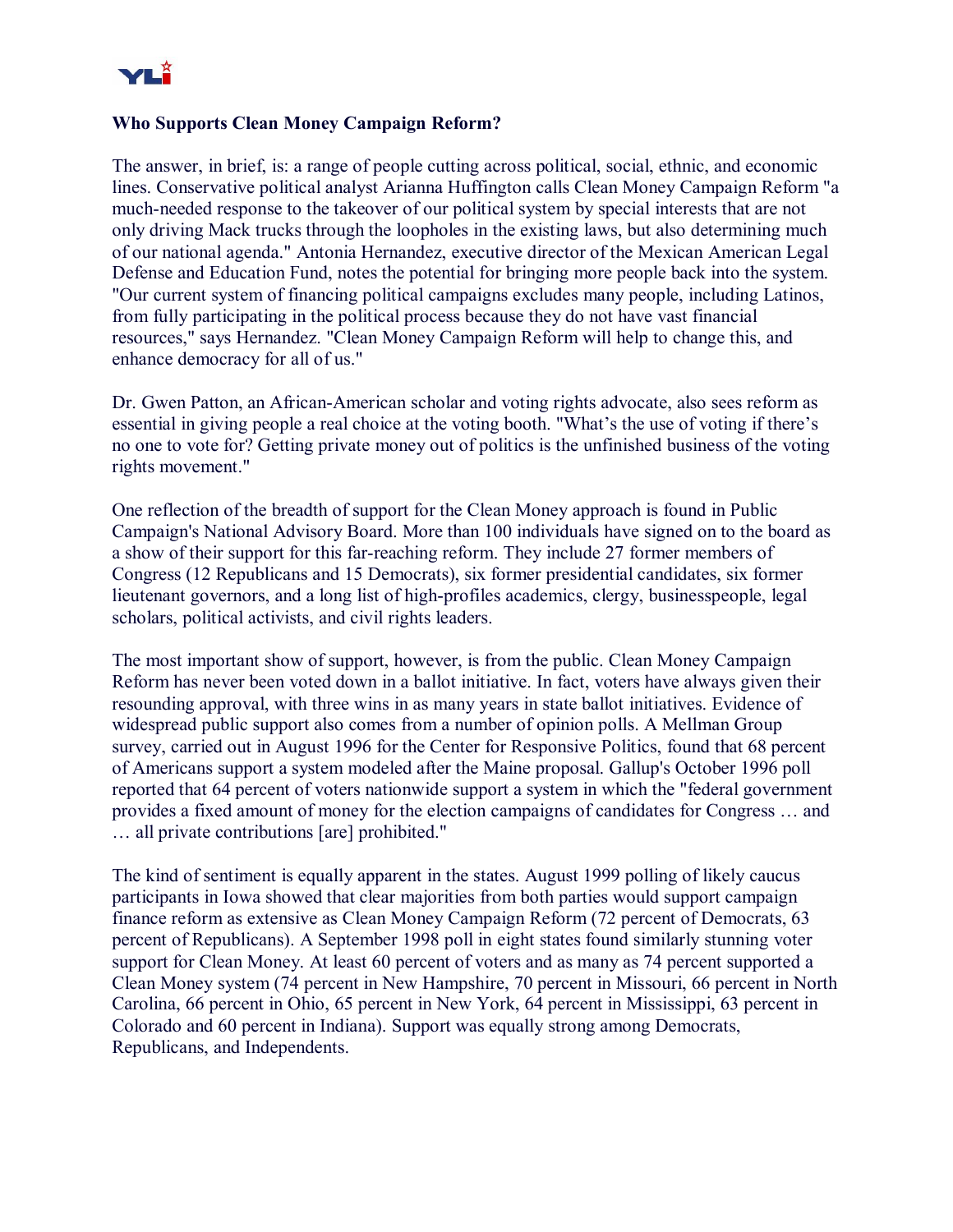**Who Supports Clean Money Campaign Reform?**

The answer, in brief, is: a range of people cutting across political, social, ethnic, and economic lines. Conservative political analyst Arianna Huffington calls Clean Money Campaign Reform "a much-needed response to the takeover of our political system by special interests that are not only driving Mack trucks through the loopholes in the existing laws, but also determining much of our national agenda." Antonia Hernandez, executive director of the Mexican American Legal Defense and Education Fund, notes the potential for bringing more people back into the system. "Our current system of financing political campaigns excludes many people, including Latinos, from fully participating in the political process because they do not have vast financial resources," says Hernandez. "Clean Money Campaign Reform will help to change this, and enhance democracy for all of us."

Dr. Gwen Patton, an African-American scholar and voting rights advocate, also sees reform as essential in giving people a real choice at the voting booth. "What's the use of voting if there's no one to vote for? Getting private money out of politics is the unfinished business of the voting rights movement."

One reflection of the breadth of support for the Clean Money approach is found in Public Campaign's National Advisory Board. More than 100 individuals have signed on to the board as a show of their support for this far-reaching reform. They include 27 former members of Congress (12 Republicans and 15 Democrats), six former presidential candidates, six former lieutenant governors, and a long list of high-profiles academics, clergy, businesspeople, legal scholars, political activists, and civil rights leaders.

The most important show of support, however, is from the public. Clean Money Campaign Reform has never been voted down in a ballot initiative. In fact, voters have always given their resounding approval, with three wins in as many years in state ballot initiatives. Evidence of widespread public support also comes from a number of opinion polls. A Mellman Group survey, carried out in August 1996 for the Center for Responsive Politics, found that 68 percent of Americans support a system modeled after the Maine proposal. Gallup's October 1996 poll reported that 64 percent of voters nationwide support a system in which the "federal government provides a fixed amount of money for the election campaigns of candidates for Congress … and … all private contributions [are] prohibited."

The kind of sentiment is equally apparent in the states. August 1999 polling of likely caucus participants in Iowa showed that clear majorities from both parties would support campaign finance reform as extensive as Clean Money Campaign Reform (72 percent of Democrats, 63 percent of Republicans). A September 1998 poll in eight states found similarly stunning voter support for Clean Money. At least 60 percent of voters and as many as 74 percent supported a Clean Money system (74 percent in New Hampshire, 70 percent in Missouri, 66 percent in North Carolina, 66 percent in Ohio, 65 percent in New York, 64 percent in Mississippi, 63 percent in Colorado and 60 percent in Indiana). Support was equally strong among Democrats, Republicans, and Independents.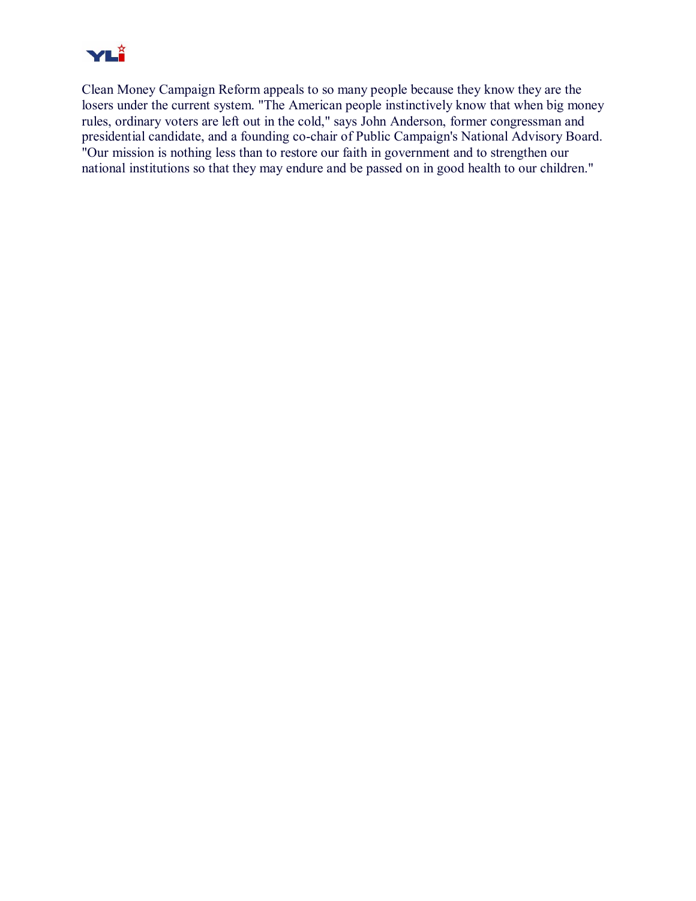Clean Money Campaign Reform appeals to so many people because they know they are the losers under the current system. "The American people instinctively know that when big money rules, ordinary voters are left out in the cold," says John Anderson, former congressman and presidential candidate, and a founding co-chair of Public Campaign's National Advisory Board. "Our mission is nothing less than to restore our faith in government and to strengthen our national institutions so that they may endure and be passed on in good health to our children."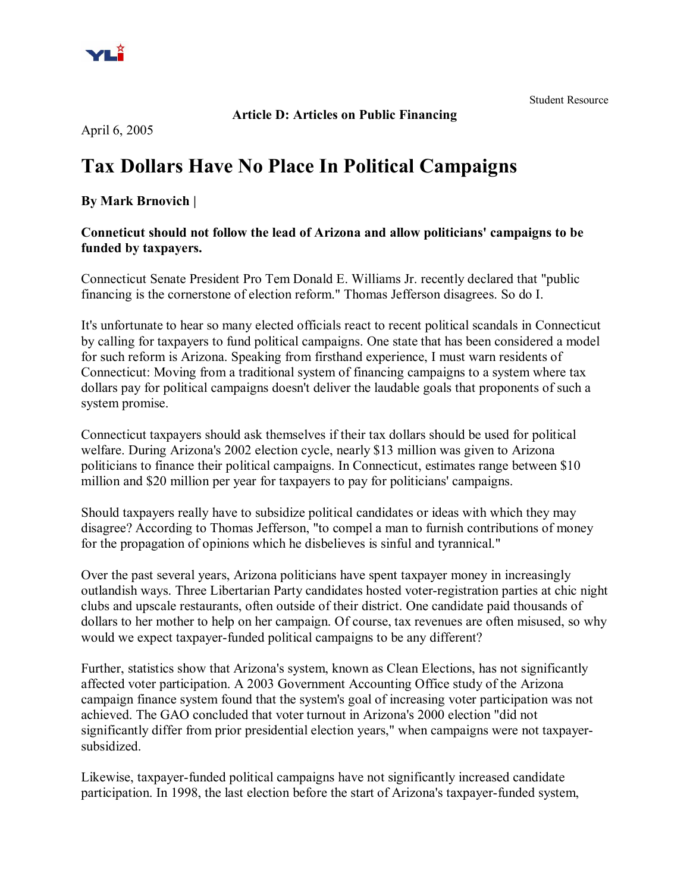Student Resource

**Article D: Articles on Public Financing**

April 6, 2005

# Tax Dollars Have No Place In Political Campaigns

**By Mark Brnovich |**

**Conneticut should not follow the lead of Arizona and allow politicians' campaigns to be funded by taxpayers.**

Connecticut Senate President Pro Tem Donald E. Williams Jr. recently declared that "public financing is the cornerstone of election reform." Thomas Jefferson disagrees. So do I.

It's unfortunate to hear so many elected officials react to recent political scandals in Connecticut by calling for taxpayers to fund political campaigns. One state that has been considered a model for such reform is Arizona. Speaking from firsthand experience, I must warn residents of Connecticut: Moving from a traditional system of financing campaigns to a system where tax dollars pay for political campaigns doesn't deliver the laudable goals that proponents of such a system promise.

Connecticut taxpayers should ask themselves if their tax dollars should be used for political welfare. During Arizona's 2002 election cycle, nearly $13 million was given to Arizona politicians to finance their political campaigns. In Connecticut, estimates range between $10 million and $20 million per year for taxpayers to pay for politicians' campaigns.

Should taxpayers really have to subsidize political candidates or ideas with which they may disagree? According to Thomas Jefferson, "to compel a man to furnish contributions of money for the propagation of opinions which he disbelieves is sinful and tyrannical."

Over the past several years, Arizona politicians have spent taxpayer money in increasingly outlandish ways. Three Libertarian Party candidates hosted voter-registration parties at chic night clubs and upscale restaurants, often outside of their district. One candidate paid thousands of dollars to her mother to help on her campaign. Of course, tax revenues are often misused, so why would we expect taxpayer-funded political campaigns to be any different?

Further, statistics show that Arizona's system, known as Clean Elections, has not significantly affected voter participation. A 2003 Government Accounting Office study of the Arizona campaign finance system found that the system's goal of increasing voter participation was not achieved. The GAO concluded that voter turnout in Arizona's 2000 election "did not significantly differ from prior presidential election years," when campaigns were not taxpayer-subsidized.

Likewise, taxpayer-funded political campaigns have not significantly increased candidate participation. In 1998, the last election before the start of Arizona's taxpayer-funded system,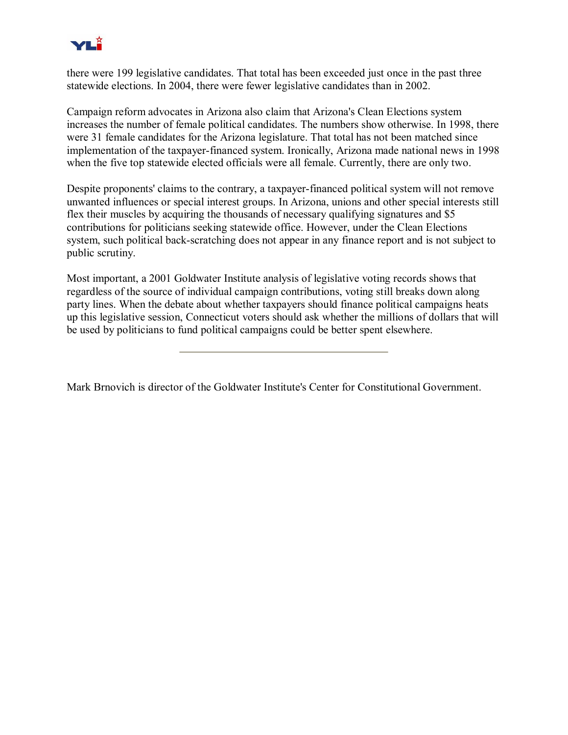there were 199 legislative candidates. That total has been exceeded just once in the past three statewide elections. In 2004, there were fewer legislative candidates than in 2002.

Campaign reform advocates in Arizona also claim that Arizona's Clean Elections system increases the number of female political candidates. The numbers show otherwise. In 1998, there were 31 female candidates for the Arizona legislature. That total has not been matched since implementation of the taxpayer-financed system. Ironically, Arizona made national news in 1998 when the five top statewide elected officials were all female. Currently, there are only two.

Despite proponents' claims to the contrary, a taxpayer-financed political system will not remove unwanted influences or special interest groups. In Arizona, unions and other special interests still flex their muscles by acquiring the thousands of necessary qualifying signatures and $5 contributions for politicians seeking statewide office. However, under the Clean Elections system, such political back-scratching does not appear in any finance report and is not subject to public scrutiny.

Most important, a 2001 Goldwater Institute analysis of legislative voting records shows that regardless of the source of individual campaign contributions, voting still breaks down along party lines. When the debate about whether taxpayers should finance political campaigns heats up this legislative session, Connecticut voters should ask whether the millions of dollars that will be used by politicians to fund political campaigns could be better spent elsewhere.

---

Mark Brnovich is director of the Goldwater Institute's Center for Constitutional Government.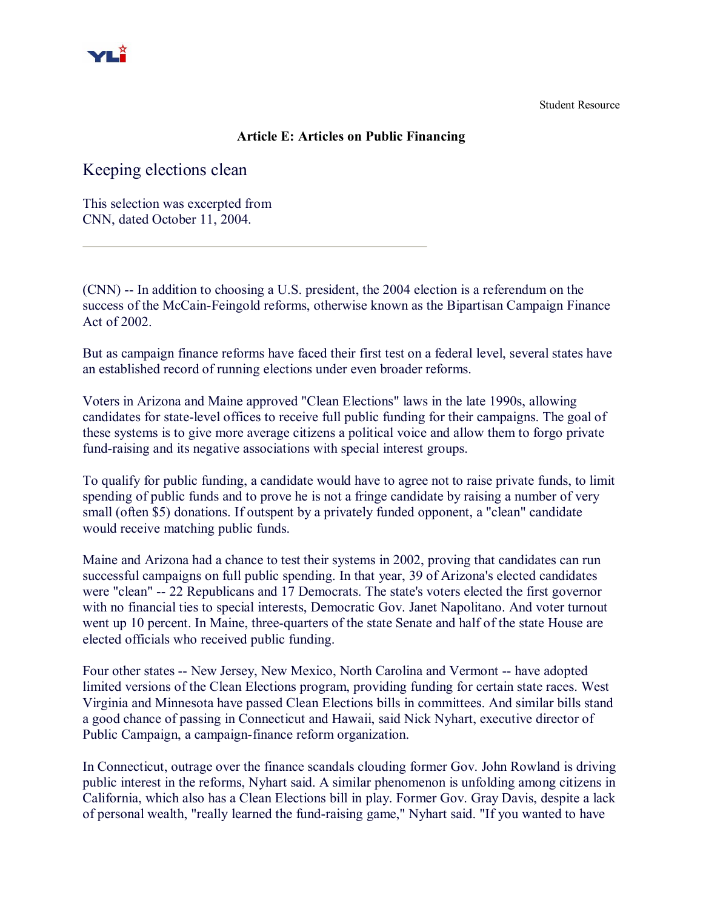Student Resource

**Article E: Articles on Public Financing**

## Keeping elections clean

This selection was excerpted from CNN, dated October 11, 2004.

---

(CNN) -- In addition to choosing a U.S. president, the 2004 election is a referendum on the success of the McCain-Feingold reforms, otherwise known as the Bipartisan Campaign Finance Act of 2002.

But as campaign finance reforms have faced their first test on a federal level, several states have an established record of running elections under even broader reforms.

Voters in Arizona and Maine approved "Clean Elections" laws in the late 1990s, allowing candidates for state-level offices to receive full public funding for their campaigns. The goal of these systems is to give more average citizens a political voice and allow them to forgo private fund-raising and its negative associations with special interest groups.

To qualify for public funding, a candidate would have to agree not to raise private funds, to limit spending of public funds and to prove he is not a fringe candidate by raising a number of very small (often $5) donations. If outspent by a privately funded opponent, a "clean" candidate would receive matching public funds.

Maine and Arizona had a chance to test their systems in 2002, proving that candidates can run successful campaigns on full public spending. In that year, 39 of Arizona's elected candidates were "clean" -- 22 Republicans and 17 Democrats. The state's voters elected the first governor with no financial ties to special interests, Democratic Gov. Janet Napolitano. And voter turnout went up 10 percent. In Maine, three-quarters of the state Senate and half of the state House are elected officials who received public funding.

Four other states -- New Jersey, New Mexico, North Carolina and Vermont -- have adopted limited versions of the Clean Elections program, providing funding for certain state races. West Virginia and Minnesota have passed Clean Elections bills in committees. And similar bills stand a good chance of passing in Connecticut and Hawaii, said Nick Nyhart, executive director of Public Campaign, a campaign-finance reform organization.

In Connecticut, outrage over the finance scandals clouding former Gov. John Rowland is driving public interest in the reforms, Nyhart said. A similar phenomenon is unfolding among citizens in California, which also has a Clean Elections bill in play. Former Gov. Gray Davis, despite a lack of personal wealth, "really learned the fund-raising game," Nyhart said. "If you wanted to have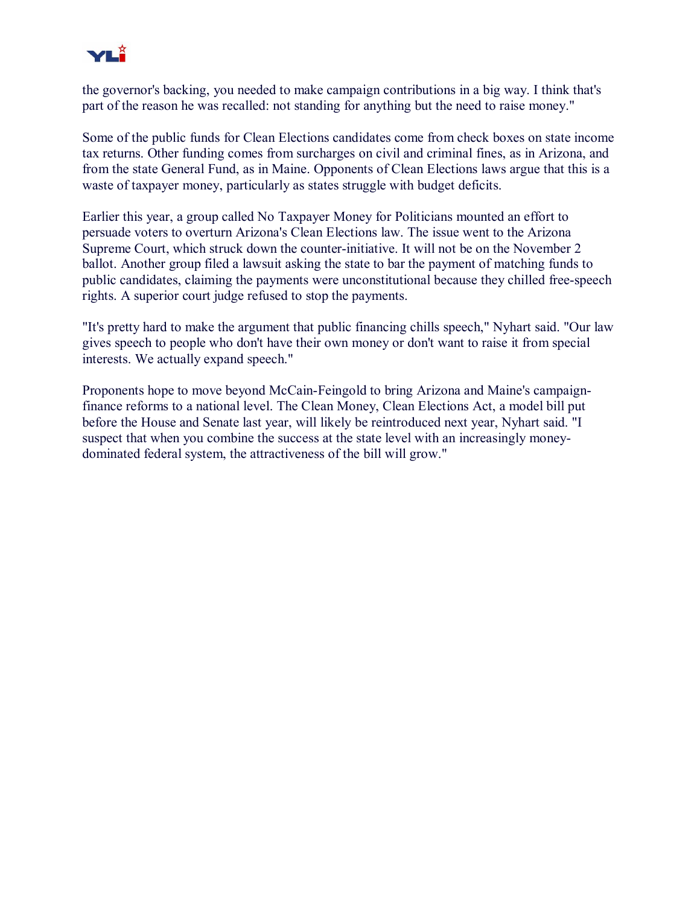the governor's backing, you needed to make campaign contributions in a big way. I think that's part of the reason he was recalled: not standing for anything but the need to raise money."

Some of the public funds for Clean Elections candidates come from check boxes on state income tax returns. Other funding comes from surcharges on civil and criminal fines, as in Arizona, and from the state General Fund, as in Maine. Opponents of Clean Elections laws argue that this is a waste of taxpayer money, particularly as states struggle with budget deficits.

Earlier this year, a group called No Taxpayer Money for Politicians mounted an effort to persuade voters to overturn Arizona's Clean Elections law. The issue went to the Arizona Supreme Court, which struck down the counter-initiative. It will not be on the November 2 ballot. Another group filed a lawsuit asking the state to bar the payment of matching funds to public candidates, claiming the payments were unconstitutional because they chilled free-speech rights. A superior court judge refused to stop the payments.

"It's pretty hard to make the argument that public financing chills speech," Nyhart said. "Our law gives speech to people who don't have their own money or don't want to raise it from special interests. We actually expand speech."

Proponents hope to move beyond McCain-Feingold to bring Arizona and Maine's campaign-finance reforms to a national level. The Clean Money, Clean Elections Act, a model bill put before the House and Senate last year, will likely be reintroduced next year, Nyhart said. "I suspect that when you combine the success at the state level with an increasingly money-dominated federal system, the attractiveness of the bill will grow."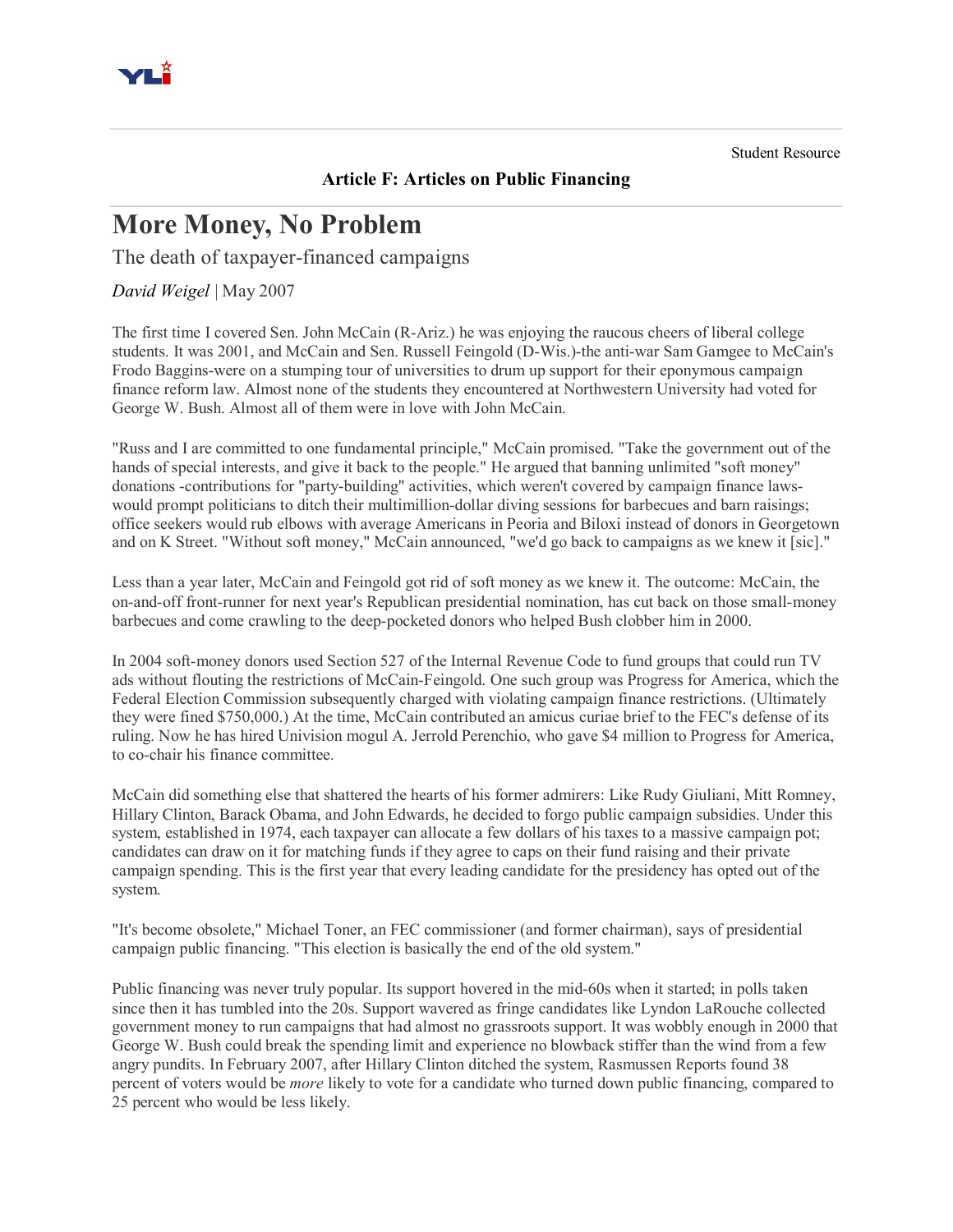Student Resource

**Article F: Articles on Public Financing**

# More Money, No Problem

## The death of taxpayer-financed campaigns

*David Weigel* | May 2007

The first time I covered Sen. John McCain (R-Ariz.) he was enjoying the raucous cheers of liberal college students. It was 2001, and McCain and Sen. Russell Feingold (D-Wis.)-the anti-war Sam Gamgee to McCain's Frodo Baggins-were on a stumping tour of universities to drum up support for their eponymous campaign finance reform law. Almost none of the students they encountered at Northwestern University had voted for George W. Bush. Almost all of them were in love with John McCain.

"Russ and I are committed to one fundamental principle," McCain promised. "Take the government out of the hands of special interests, and give it back to the people." He argued that banning unlimited "soft money" donations -contributions for "party-building" activities, which weren't covered by campaign finance laws-would prompt politicians to ditch their multimillion-dollar diving sessions for barbecues and barn raisings; office seekers would rub elbows with average Americans in Peoria and Biloxi instead of donors in Georgetown and on K Street. "Without soft money," McCain announced, "we'd go back to campaigns as we knew it [sic]."

Less than a year later, McCain and Feingold got rid of soft money as we knew it. The outcome: McCain, the on-and-off front-runner for next year's Republican presidential nomination, has cut back on those small-money barbecues and come crawling to the deep-pocketed donors who helped Bush clobber him in 2000.

In 2004 soft-money donors used Section 527 of the Internal Revenue Code to fund groups that could run TV ads without flouting the restrictions of McCain-Feingold. One such group was Progress for America, which the Federal Election Commission subsequently charged with violating campaign finance restrictions. (Ultimately they were fined $750,000.) At the time, McCain contributed an amicus curiae brief to the FEC's defense of its ruling. Now he has hired Univision mogul A. Jerrold Perenchio, who gave $4 million to Progress for America, to co-chair his finance committee.

McCain did something else that shattered the hearts of his former admirers: Like Rudy Giuliani, Mitt Romney, Hillary Clinton, Barack Obama, and John Edwards, he decided to forgo public campaign subsidies. Under this system, established in 1974, each taxpayer can allocate a few dollars of his taxes to a massive campaign pot; candidates can draw on it for matching funds if they agree to caps on their fund raising and their private campaign spending. This is the first year that every leading candidate for the presidency has opted out of the system.

"It's become obsolete," Michael Toner, an FEC commissioner (and former chairman), says of presidential campaign public financing. "This election is basically the end of the old system."

Public financing was never truly popular. Its support hovered in the mid-60s when it started; in polls taken since then it has tumbled into the 20s. Support wavered as fringe candidates like Lyndon LaRouche collected government money to run campaigns that had almost no grassroots support. It was wobbly enough in 2000 that George W. Bush could break the spending limit and experience no blowback stiffer than the wind from a few angry pundits. In February 2007, after Hillary Clinton ditched the system, Rasmussen Reports found 38 percent of voters would be *more* likely to vote for a candidate who turned down public financing, compared to 25 percent who would be less likely.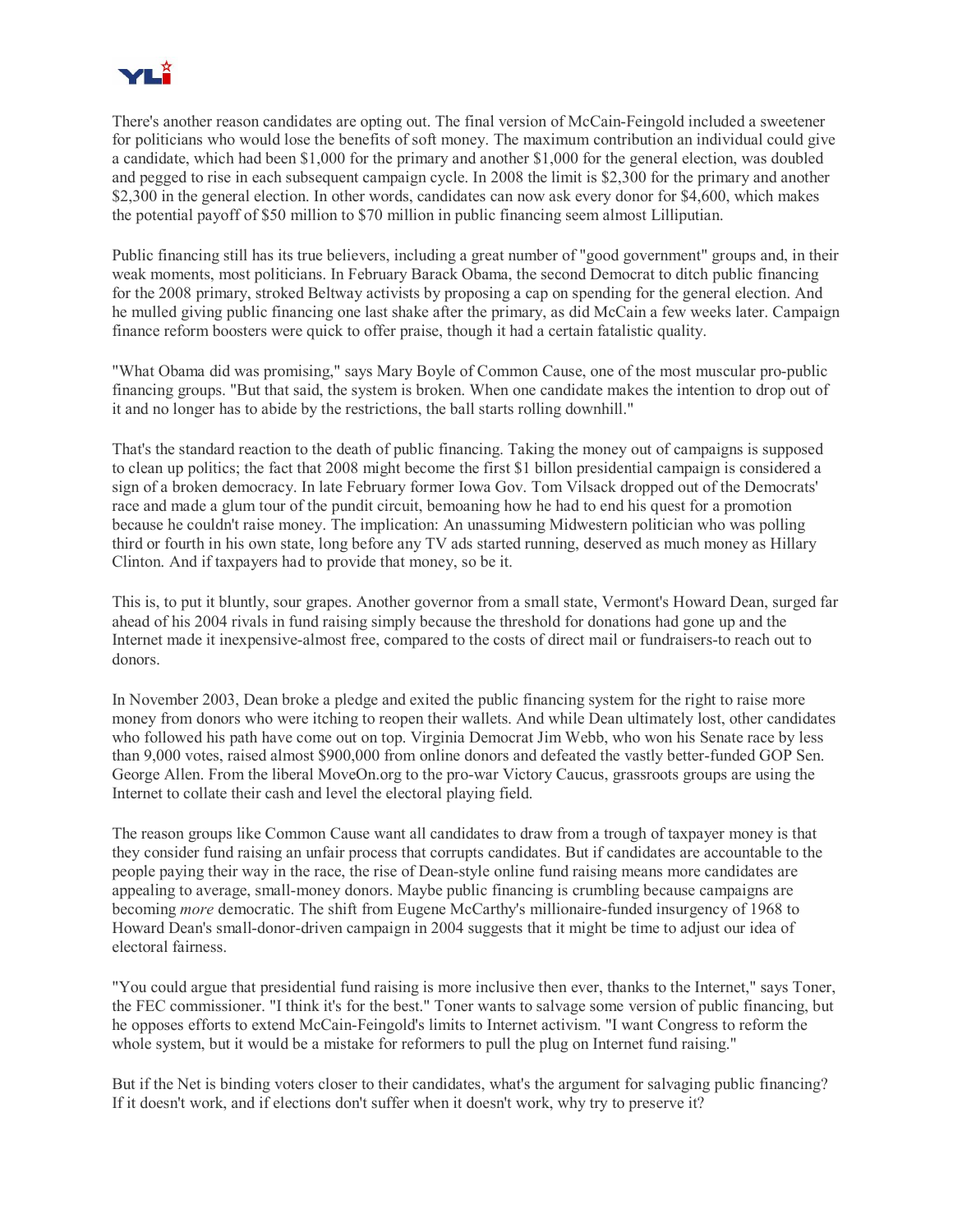There's another reason candidates are opting out. The final version of McCain-Feingold included a sweetener for politicians who would lose the benefits of soft money. The maximum contribution an individual could give a candidate, which had been $1,000 for the primary and another $1,000 for the general election, was doubled and pegged to rise in each subsequent campaign cycle. In 2008 the limit is $2,300 for the primary and another $2,300 in the general election. In other words, candidates can now ask every donor for $4,600, which makes the potential payoff of $50 million to $70 million in public financing seem almost Lilliputian.

Public financing still has its true believers, including a great number of "good government" groups and, in their weak moments, most politicians. In February Barack Obama, the second Democrat to ditch public financing for the 2008 primary, stroked Beltway activists by proposing a cap on spending for the general election. And he mulled giving public financing one last shake after the primary, as did McCain a few weeks later. Campaign finance reform boosters were quick to offer praise, though it had a certain fatalistic quality.

"What Obama did was promising," says Mary Boyle of Common Cause, one of the most muscular pro-public financing groups. "But that said, the system is broken. When one candidate makes the intention to drop out of it and no longer has to abide by the restrictions, the ball starts rolling downhill."

That's the standard reaction to the death of public financing. Taking the money out of campaigns is supposed to clean up politics; the fact that 2008 might become the first $1 billon presidential campaign is considered a sign of a broken democracy. In late February former Iowa Gov. Tom Vilsack dropped out of the Democrats' race and made a glum tour of the pundit circuit, bemoaning how he had to end his quest for a promotion because he couldn't raise money. The implication: An unassuming Midwestern politician who was polling third or fourth in his own state, long before any TV ads started running, deserved as much money as Hillary Clinton. And if taxpayers had to provide that money, so be it.

This is, to put it bluntly, sour grapes. Another governor from a small state, Vermont's Howard Dean, surged far ahead of his 2004 rivals in fund raising simply because the threshold for donations had gone up and the Internet made it inexpensive-almost free, compared to the costs of direct mail or fundraisers-to reach out to donors.

In November 2003, Dean broke a pledge and exited the public financing system for the right to raise more money from donors who were itching to reopen their wallets. And while Dean ultimately lost, other candidates who followed his path have come out on top. Virginia Democrat Jim Webb, who won his Senate race by less than 9,000 votes, raised almost $900,000 from online donors and defeated the vastly better-funded GOP Sen. George Allen. From the liberal MoveOn.org to the pro-war Victory Caucus, grassroots groups are using the Internet to collate their cash and level the electoral playing field.

The reason groups like Common Cause want all candidates to draw from a trough of taxpayer money is that they consider fund raising an unfair process that corrupts candidates. But if candidates are accountable to the people paying their way in the race, the rise of Dean-style online fund raising means more candidates are appealing to average, small-money donors. Maybe public financing is crumbling because campaigns are becoming *more* democratic. The shift from Eugene McCarthy's millionaire-funded insurgency of 1968 to Howard Dean's small-donor-driven campaign in 2004 suggests that it might be time to adjust our idea of electoral fairness.

"You could argue that presidential fund raising is more inclusive then ever, thanks to the Internet," says Toner, the FEC commissioner. "I think it's for the best." Toner wants to salvage some version of public financing, but he opposes efforts to extend McCain-Feingold's limits to Internet activism. "I want Congress to reform the whole system, but it would be a mistake for reformers to pull the plug on Internet fund raising."

But if the Net is binding voters closer to their candidates, what's the argument for salvaging public financing? If it doesn't work, and if elections don't suffer when it doesn't work, why try to preserve it?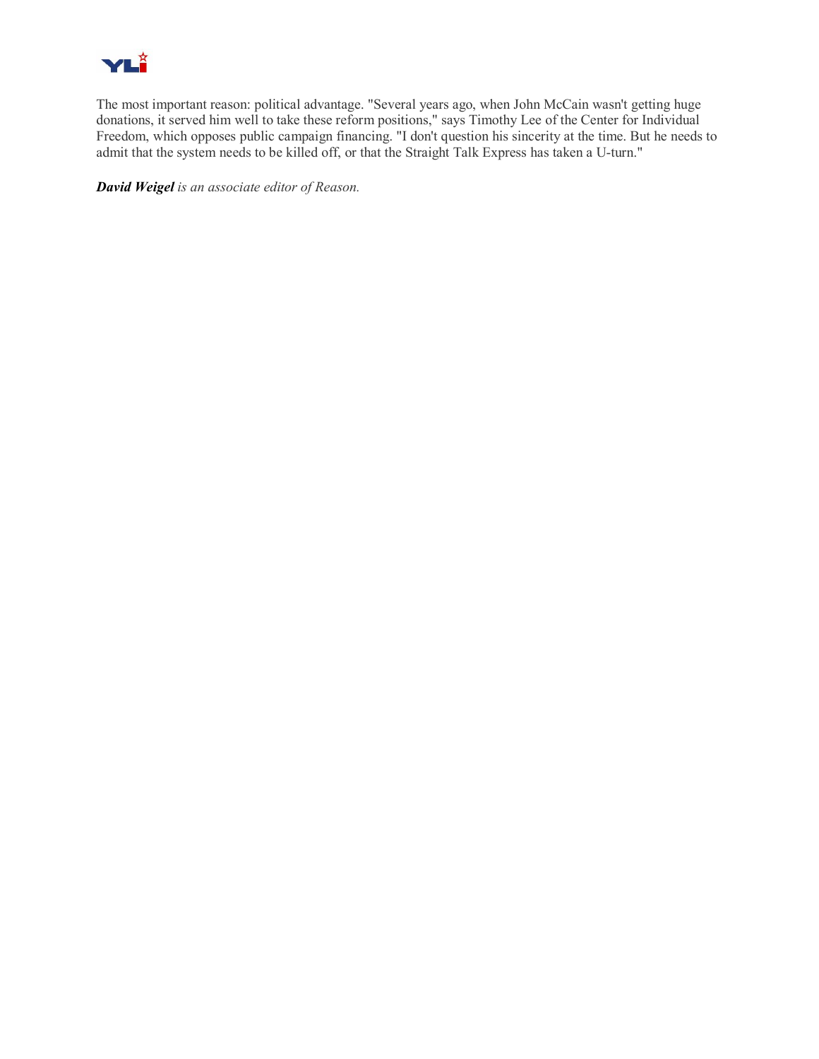The most important reason: political advantage. "Several years ago, when John McCain wasn't getting huge donations, it served him well to take these reform positions," says Timothy Lee of the Center for Individual Freedom, which opposes public campaign financing. "I don't question his sincerity at the time. But he needs to admit that the system needs to be killed off, or that the Straight Talk Express has taken a U-turn."

***David Weigel*** *is an associate editor of Reason.*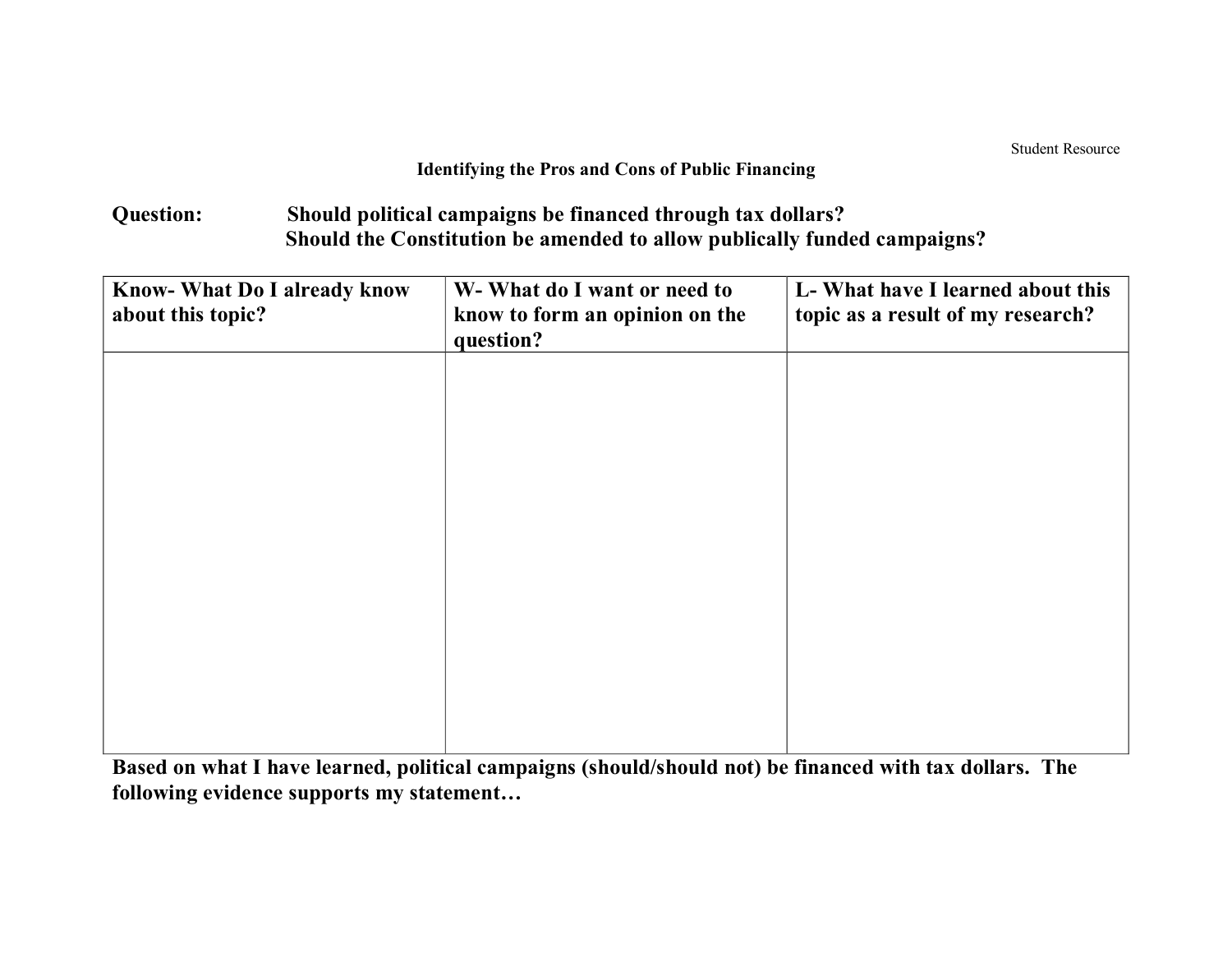Student Resource

**Identifying the Pros and Cons of Public Financing**

**Question:** **Should political campaigns be financed through tax dollars?**
**Should the Constitution be amended to allow publically funded campaigns?**

| Know- What Do I already know about this topic? | W- What do I want or need to know to form an opinion on the question? | L- What have I learned about this topic as a result of my research? |
|---|---|---|
| | | |

**Based on what I have learned, political campaigns (should/should not) be financed with tax dollars. The following evidence supports my statement…**